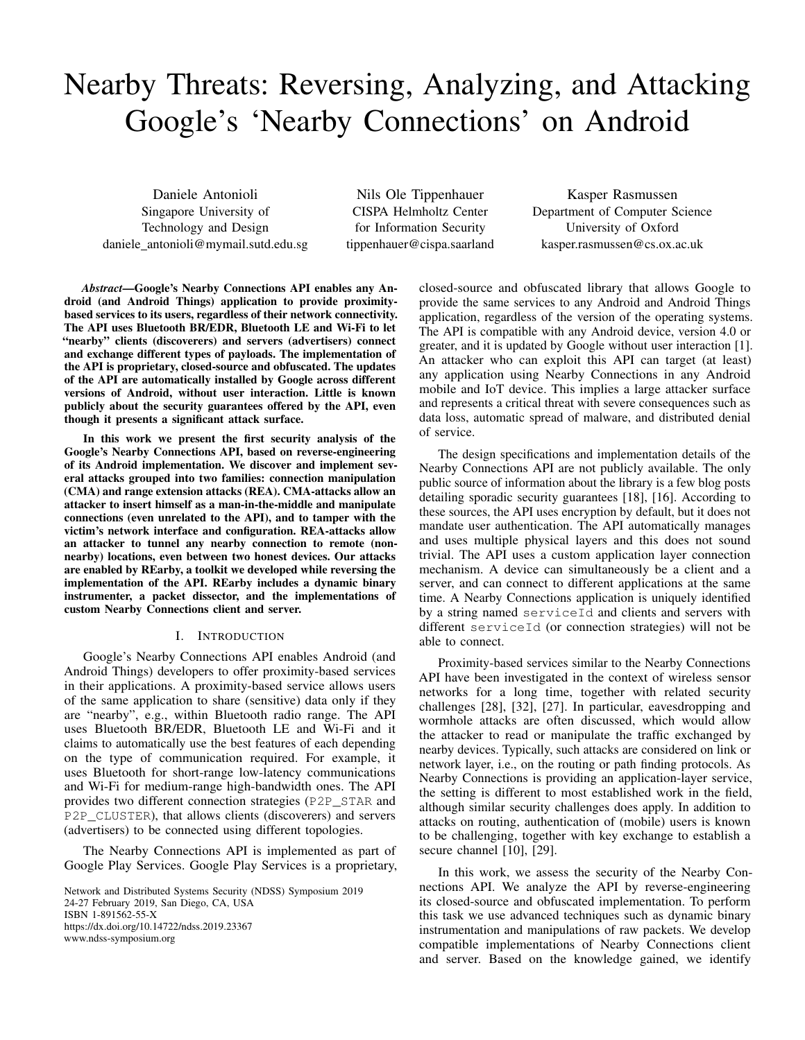# Nearby Threats: Reversing, Analyzing, and Attacking Google's 'Nearby Connections' on Android

Daniele Antonioli
Singapore University of Technology and Design
daniele_antonioli@mymail.sutd.edu.sg

Nils Ole Tippenhauer
CISPA Helmholtz Center for Information Security
tippenhauer@cispa.saarland

Kasper Rasmussen
Department of Computer Science
University of Oxford
kasper.rasmussen@cs.ox.ac.uk

***Abstract*—Google's Nearby Connections API enables any Android (and Android Things) application to provide proximity-based services to its users, regardless of their network connectivity. The API uses Bluetooth BR/EDR, Bluetooth LE and Wi-Fi to let "nearby" clients (discoverers) and servers (advertisers) connect and exchange different types of payloads. The implementation of the API is proprietary, closed-source and obfuscated. The updates of the API are automatically installed by Google across different versions of Android, without user interaction. Little is known publicly about the security guarantees offered by the API, even though it presents a significant attack surface.**

**In this work we present the first security analysis of the Google's Nearby Connections API, based on reverse-engineering of its Android implementation. We discover and implement several attacks grouped into two families: connection manipulation (CMA) and range extension attacks (REA). CMA-attacks allow an attacker to insert himself as a man-in-the-middle and manipulate connections (even unrelated to the API), and to tamper with the victim's network interface and configuration. REA-attacks allow an attacker to tunnel any nearby connection to remote (non-nearby) locations, even between two honest devices. Our attacks are enabled by REarby, a toolkit we developed while reversing the implementation of the API. REarby includes a dynamic binary instrumenter, a packet dissector, and the implementations of custom Nearby Connections client and server.**

## I. Introduction

Google's Nearby Connections API enables Android (and Android Things) developers to offer proximity-based services in their applications. A proximity-based service allows users of the same application to share (sensitive) data only if they are "nearby", e.g., within Bluetooth radio range. The API uses Bluetooth BR/EDR, Bluetooth LE and Wi-Fi and it claims to automatically use the best features of each depending on the type of communication required. For example, it uses Bluetooth for short-range low-latency communications and Wi-Fi for medium-range high-bandwidth ones. The API provides two different connection strategies (`P2P_STAR` and `P2P_CLUSTER`), that allows clients (discoverers) and servers (advertisers) to be connected using different topologies.

The Nearby Connections API is implemented as part of Google Play Services. Google Play Services is a proprietary, closed-source and obfuscated library that allows Google to provide the same services to any Android and Android Things application, regardless of the version of the operating systems. The API is compatible with any Android device, version 4.0 or greater, and it is updated by Google without user interaction [1]. An attacker who can exploit this API can target (at least) any application using Nearby Connections in any Android mobile and IoT device. This implies a large attacker surface and represents a critical threat with severe consequences such as data loss, automatic spread of malware, and distributed denial of service.

The design specifications and implementation details of the Nearby Connections API are not publicly available. The only public source of information about the library is a few blog posts detailing sporadic security guarantees [18], [16]. According to these sources, the API uses encryption by default, but it does not mandate user authentication. The API automatically manages and uses multiple physical layers and this does not sound trivial. The API uses a custom application layer connection mechanism. A device can simultaneously be a client and a server, and can connect to different applications at the same time. A Nearby Connections application is uniquely identified by a string named `serviceId` and clients and servers with different `serviceId` (or connection strategies) will not be able to connect.

Proximity-based services similar to the Nearby Connections API have been investigated in the context of wireless sensor networks for a long time, together with related security challenges [28], [32], [27]. In particular, eavesdropping and wormhole attacks are often discussed, which would allow the attacker to read or manipulate the traffic exchanged by nearby devices. Typically, such attacks are considered on link or network layer, i.e., on the routing or path finding protocols. As Nearby Connections is providing an application-layer service, the setting is different to most established work in the field, although similar security challenges does apply. In addition to attacks on routing, authentication of (mobile) users is known to be challenging, together with key exchange to establish a secure channel [10], [29].

In this work, we assess the security of the Nearby Connections API. We analyze the API by reverse-engineering its closed-source and obfuscated implementation. To perform this task we use advanced techniques such as dynamic binary instrumentation and manipulations of raw packets. We develop compatible implementations of Nearby Connections client and server. Based on the knowledge gained, we identify

Network and Distributed Systems Security (NDSS) Symposium 2019
24-27 February 2019, San Diego, CA, USA
ISBN 1-891562-55-X
https://dx.doi.org/10.14722/ndss.2019.23367
www.ndss-symposium.org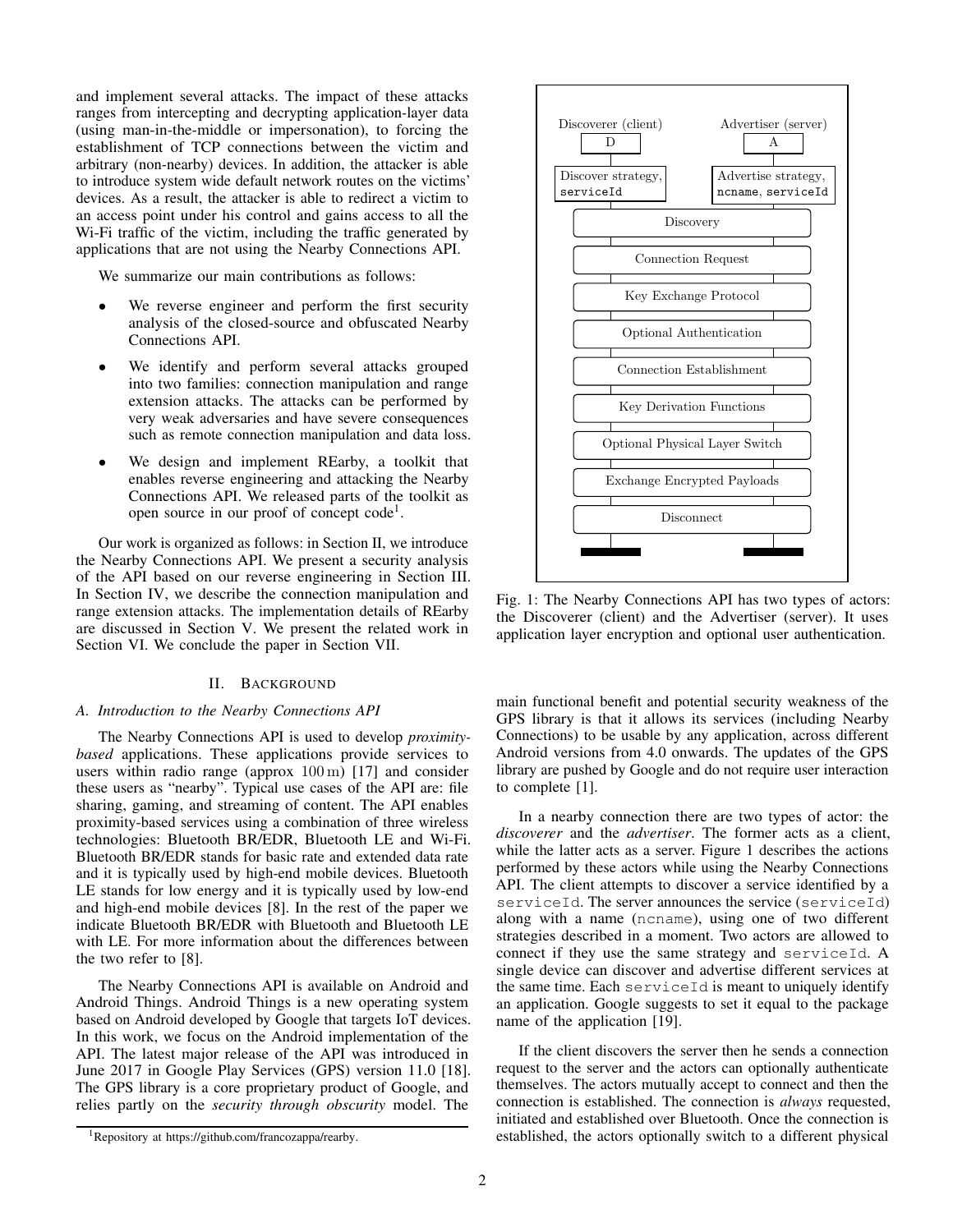and implement several attacks. The impact of these attacks ranges from intercepting and decrypting application-layer data (using man-in-the-middle or impersonation), to forcing the establishment of TCP connections between the victim and arbitrary (non-nearby) devices. In addition, the attacker is able to introduce system wide default network routes on the victims' devices. As a result, the attacker is able to redirect a victim to an access point under his control and gains access to all the Wi-Fi traffic of the victim, including the traffic generated by applications that are not using the Nearby Connections API.

We summarize our main contributions as follows:

- We reverse engineer and perform the first security analysis of the closed-source and obfuscated Nearby Connections API.
- We identify and perform several attacks grouped into two families: connection manipulation and range extension attacks. The attacks can be performed by very weak adversaries and have severe consequences such as remote connection manipulation and data loss.
- We design and implement REarby, a toolkit that enables reverse engineering and attacking the Nearby Connections API. We released parts of the toolkit as open source in our proof of concept code[1].

Our work is organized as follows: in Section II, we introduce the Nearby Connections API. We present a security analysis of the API based on our reverse engineering in Section III. In Section IV, we describe the connection manipulation and range extension attacks. The implementation details of REarby are discussed in Section V. We present the related work in Section VI. We conclude the paper in Section VII.

## II. Background

### A. Introduction to the Nearby Connections API

The Nearby Connections API is used to develop *proximity-based* applications. These applications provide services to users within radio range (approx 100 m) [17] and consider these users as "nearby". Typical use cases of the API are: file sharing, gaming, and streaming of content. The API enables proximity-based services using a combination of three wireless technologies: Bluetooth BR/EDR, Bluetooth LE and Wi-Fi. Bluetooth BR/EDR stands for basic rate and extended data rate and it is typically used by high-end mobile devices. Bluetooth LE stands for low energy and it is typically used by low-end and high-end mobile devices [8]. In the rest of the paper we indicate Bluetooth BR/EDR with Bluetooth and Bluetooth LE with LE. For more information about the differences between the two refer to [8].

The Nearby Connections API is available on Android and Android Things. Android Things is a new operating system based on Android developed by Google that targets IoT devices. In this work, we focus on the Android implementation of the API. The latest major release of the API was introduced in June 2017 in Google Play Services (GPS) version 11.0 [18]. The GPS library is a core proprietary product of Google, and relies partly on the *security through obscurity* model. The main functional benefit and potential security weakness of the GPS library is that it allows its services (including Nearby Connections) to be usable by any application, across different Android versions from 4.0 onwards. The updates of the GPS library are pushed by Google and do not require user interaction to complete [1].

[1] Repository at https://github.com/francozappa/rearby.

| Discoverer (client) D | Advertiser (server) A |
| --- | --- |
| Discover strategy, `serviceId` | Advertise strategy, `ncname`, `serviceId` |
| Discovery | |
| Connection Request | |
| Key Exchange Protocol | |
| Optional Authentication | |
| Connection Establishment | |
| Key Derivation Functions | |
| Optional Physical Layer Switch | |
| Exchange Encrypted Payloads | |
| Disconnect | |

Fig. 1: The Nearby Connections API has two types of actors: the Discoverer (client) and the Advertiser (server). It uses application layer encryption and optional user authentication.

In a nearby connection there are two types of actor: the *discoverer* and the *advertiser*. The former acts as a client, while the latter acts as a server. Figure 1 describes the actions performed by these actors while using the Nearby Connections API. The client attempts to discover a service identified by a `serviceId`. The server announces the service (`serviceId`) along with a name (`ncname`), using one of two different strategies described in a moment. Two actors are allowed to connect if they use the same strategy and `serviceId`. A single device can discover and advertise different services at the same time. Each `serviceId` is meant to uniquely identify an application. Google suggests to set it equal to the package name of the application [19].

If the client discovers the server then he sends a connection request to the server and the actors can optionally authenticate themselves. The actors mutually accept to connect and then the connection is established. The connection is *always* requested, initiated and established over Bluetooth. Once the connection is established, the actors optionally switch to a different physical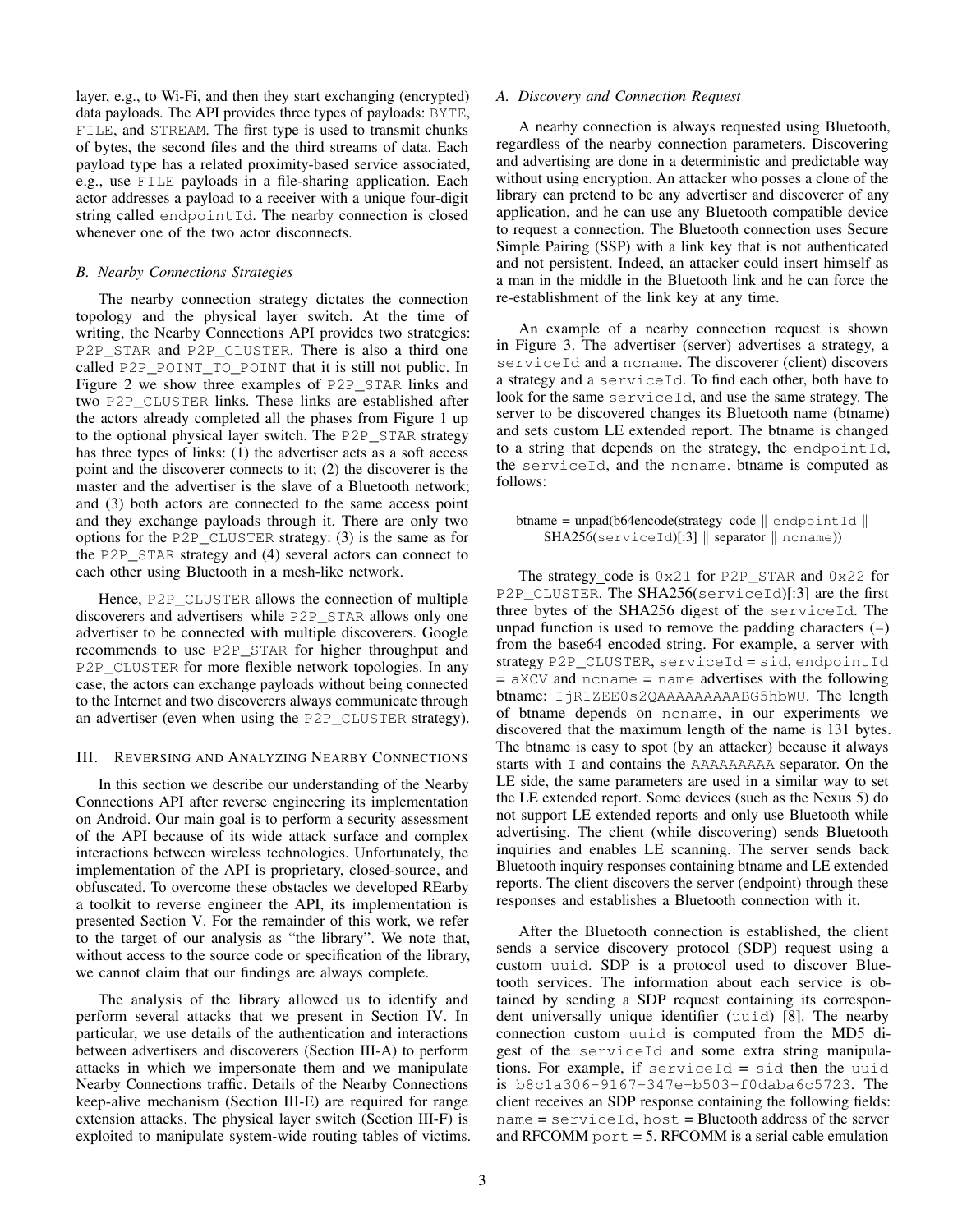layer, e.g., to Wi-Fi, and then they start exchanging (encrypted) data payloads. The API provides three types of payloads: `BYTE`, `FILE`, and `STREAM`. The first type is used to transmit chunks of bytes, the second files and the third streams of data. Each payload type has a related proximity-based service associated, e.g., use `FILE` payloads in a file-sharing application. Each actor addresses a payload to a receiver with a unique four-digit string called `endpointId`. The nearby connection is closed whenever one of the two actor disconnects.

### *B. Nearby Connections Strategies*

The nearby connection strategy dictates the connection topology and the physical layer switch. At the time of writing, the Nearby Connections API provides two strategies: `P2P_STAR` and `P2P_CLUSTER`. There is also a third one called `P2P_POINT_TO_POINT` that it is still not public. In Figure 2 we show three examples of `P2P_STAR` links and two `P2P_CLUSTER` links. These links are established after the actors already completed all the phases from Figure 1 up to the optional physical layer switch. The `P2P_STAR` strategy has three types of links: (1) the advertiser acts as a soft access point and the discoverer connects to it; (2) the discoverer is the master and the advertiser is the slave of a Bluetooth network; and (3) both actors are connected to the same access point and they exchange payloads through it. There are only two options for the `P2P_CLUSTER` strategy: (3) is the same as for the `P2P_STAR` strategy and (4) several actors can connect to each other using Bluetooth in a mesh-like network.

Hence, `P2P_CLUSTER` allows the connection of multiple discoverers and advertisers while `P2P_STAR` allows only one advertiser to be connected with multiple discoverers. Google recommends to use `P2P_STAR` for higher throughput and `P2P_CLUSTER` for more flexible network topologies. In any case, the actors can exchange payloads without being connected to the Internet and two discoverers always communicate through an advertiser (even when using the `P2P_CLUSTER` strategy).

## III. Reversing and Analyzing Nearby Connections

In this section we describe our understanding of the Nearby Connections API after reverse engineering its implementation on Android. Our main goal is to perform a security assessment of the API because of its wide attack surface and complex interactions between wireless technologies. Unfortunately, the implementation of the API is proprietary, closed-source, and obfuscated. To overcome these obstacles we developed REarby a toolkit to reverse engineer the API, its implementation is presented Section V. For the remainder of this work, we refer to the target of our analysis as "the library". We note that, without access to the source code or specification of the library, we cannot claim that our findings are always complete.

The analysis of the library allowed us to identify and perform several attacks that we present in Section IV. In particular, we use details of the authentication and interactions between advertisers and discoverers (Section III-A) to perform attacks in which we impersonate them and we manipulate Nearby Connections traffic. Details of the Nearby Connections keep-alive mechanism (Section III-E) are required for range extension attacks. The physical layer switch (Section III-F) is exploited to manipulate system-wide routing tables of victims.

### *A. Discovery and Connection Request*

A nearby connection is always requested using Bluetooth, regardless of the nearby connection parameters. Discovering and advertising are done in a deterministic and predictable way without using encryption. An attacker who posses a clone of the library can pretend to be any advertiser and discoverer of any application, and he can use any Bluetooth compatible device to request a connection. The Bluetooth connection uses Secure Simple Pairing (SSP) with a link key that is not authenticated and not persistent. Indeed, an attacker could insert himself as a man in the middle in the Bluetooth link and he can force the re-establishment of the link key at any time.

An example of a nearby connection request is shown in Figure 3. The advertiser (server) advertises a strategy, a `serviceId` and a `ncname`. The discoverer (client) discovers a strategy and a `serviceId`. To find each other, both have to look for the same `serviceId`, and use the same strategy. The server to be discovered changes its Bluetooth name (btname) and sets custom LE extended report. The btname is changed to a string that depends on the strategy, the `endpointId`, the `serviceId`, and the `ncname`. btname is computed as follows:

btname = unpad(b64encode(strategy_code ‖ `endpointId` ‖ SHA256(`serviceId`)[:3] ‖ separator ‖ `ncname`))

The strategy_code is `0x21` for `P2P_STAR` and `0x22` for `P2P_CLUSTER`. The SHA256(`serviceId`)[:3] are the first three bytes of the SHA256 digest of the `serviceId`. The unpad function is used to remove the padding characters (=) from the base64 encoded string. For example, a server with strategy `P2P_CLUSTER`, `serviceId` = `sid`, `endpointId` = `aXCV` and `ncname` = `name` advertises with the following btname: `IjR1ZEE0s2QAAAAAAAAABG5hbWU`. The length of btname depends on `ncname`, in our experiments we discovered that the maximum length of the name is 131 bytes. The btname is easy to spot (by an attacker) because it always starts with `I` and contains the `AAAAAAAAA` separator. On the LE side, the same parameters are used in a similar way to set the LE extended report. Some devices (such as the Nexus 5) do not support LE extended reports and only use Bluetooth while advertising. The client (while discovering) sends Bluetooth inquiries and enables LE scanning. The server sends back Bluetooth inquiry responses containing btname and LE extended reports. The client discovers the server (endpoint) through these responses and establishes a Bluetooth connection with it.

After the Bluetooth connection is established, the client sends a service discovery protocol (SDP) request using a custom `uuid`. SDP is a protocol used to discover Bluetooth services. The information about each service is obtained by sending a SDP request containing its correspondent universally unique identifier (`uuid`) [8]. The nearby connection custom `uuid` is computed from the MD5 digest of the `serviceId` and some extra string manipulations. For example, if `serviceId` = `sid` then the `uuid` is `b8c1a306-9167-347e-b503-f0daba6c5723`. The client receives an SDP response containing the following fields: `name` = `serviceId`, `host` = Bluetooth address of the server and RFCOMM `port` = 5. RFCOMM is a serial cable emulation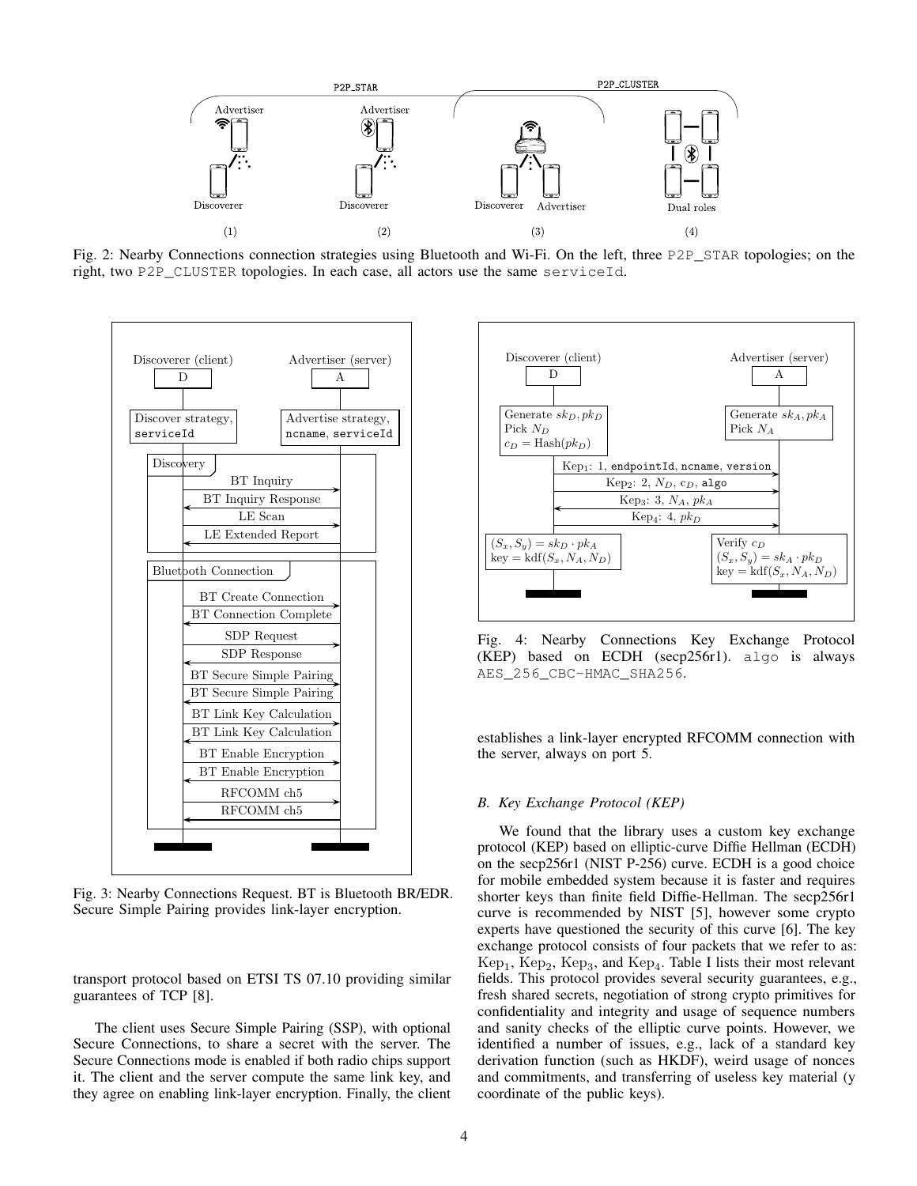Fig. 2: Nearby Connections connection strategies using Bluetooth and Wi-Fi. On the left, three P2P_STAR topologies; on the right, two P2P_CLUSTER topologies. In each case, all actors use the same serviceId.

Fig. 3: Nearby Connections Request. BT is Bluetooth BR/EDR. Secure Simple Pairing provides link-layer encryption.

Fig. 4: Nearby Connections Key Exchange Protocol (KEP) based on ECDH (secp256r1). algo is always AES_256_CBC-HMAC_SHA256.

transport protocol based on ETSI TS 07.10 providing similar guarantees of TCP [8].

The client uses Secure Simple Pairing (SSP), with optional Secure Connections, to share a secret with the server. The Secure Connections mode is enabled if both radio chips support it. The client and the server compute the same link key, and they agree on enabling link-layer encryption. Finally, the client establishes a link-layer encrypted RFCOMM connection with the server, always on port 5.

### B. Key Exchange Protocol (KEP)

We found that the library uses a custom key exchange protocol (KEP) based on elliptic-curve Diffie Hellman (ECDH) on the secp256r1 (NIST P-256) curve. ECDH is a good choice for mobile embedded system because it is faster and requires shorter keys than finite field Diffie-Hellman. The secp256r1 curve is recommended by NIST [5], however some crypto experts have questioned the security of this curve [6]. The key exchange protocol consists of four packets that we refer to as: $\mathrm{Kep}_1$, $\mathrm{Kep}_2$, $\mathrm{Kep}_3$, and $\mathrm{Kep}_4$. Table I lists their most relevant fields. This protocol provides several security guarantees, e.g., fresh shared secrets, negotiation of strong crypto primitives for confidentiality and integrity and usage of sequence numbers and sanity checks of the elliptic curve points. However, we identified a number of issues, e.g., lack of a standard key derivation function (such as HKDF), weird usage of nonces and commitments, and transferring of useless key material (y coordinate of the public keys).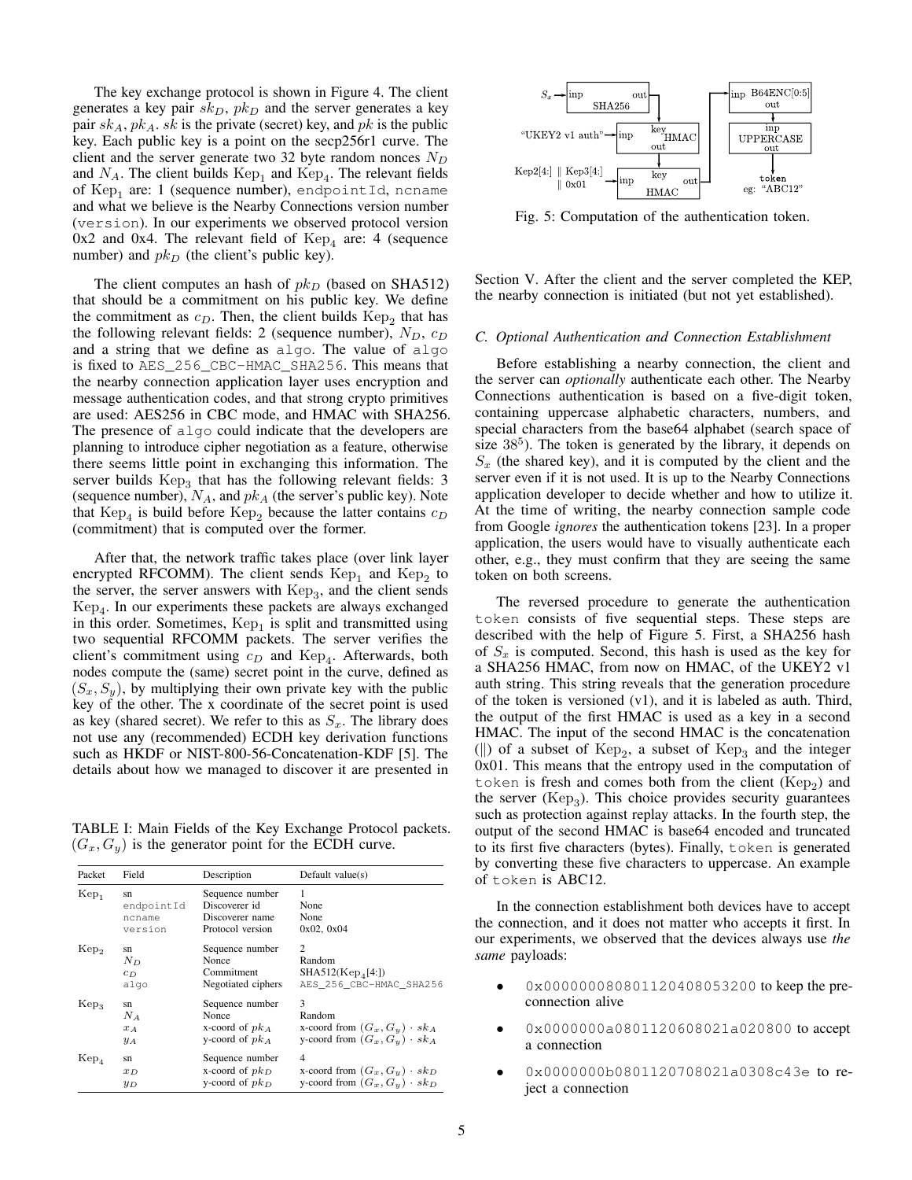The key exchange protocol is shown in Figure 4. The client generates a key pair $sk_D$, $pk_D$ and the server generates a key pair $sk_A$, $pk_A$. $sk$ is the private (secret) key, and $pk$ is the public key. Each public key is a point on the secp256r1 curve. The client and the server generate two 32 byte random nonces $N_D$ and $N_A$. The client builds $\mathrm{Kep}_1$ and $\mathrm{Kep}_4$. The relevant fields of $\mathrm{Kep}_1$ are: 1 (sequence number), `endpointId`, `ncname` and what we believe is the Nearby Connections version number (`version`). In our experiments we observed protocol version 0x2 and 0x4. The relevant field of $\mathrm{Kep}_4$ are: 4 (sequence number) and $pk_D$ (the client's public key).

The client computes an hash of $pk_D$ (based on SHA512) that should be a commitment on his public key. We define the commitment as $c_D$. Then, the client builds $\mathrm{Kep}_2$ that has the following relevant fields: 2 (sequence number), $N_D$, $c_D$ and a string that we define as `algo`. The value of `algo` is fixed to `AES_256_CBC-HMAC_SHA256`. This means that the nearby connection application layer uses encryption and message authentication codes, and that strong crypto primitives are used: AES256 in CBC mode, and HMAC with SHA256. The presence of `algo` could indicate that the developers are planning to introduce cipher negotiation as a feature, otherwise there seems little point in exchanging this information. The server builds $\mathrm{Kep}_3$ that has the following relevant fields: 3 (sequence number), $N_A$, and $pk_A$ (the server's public key). Note that $\mathrm{Kep}_4$ is build before $\mathrm{Kep}_2$ because the latter contains $c_D$ (commitment) that is computed over the former.

After that, the network traffic takes place (over link layer encrypted RFCOMM). The client sends $\mathrm{Kep}_1$ and $\mathrm{Kep}_2$ to the server, the server answers with $\mathrm{Kep}_3$, and the client sends $\mathrm{Kep}_4$. In our experiments these packets are always exchanged in this order. Sometimes, $\mathrm{Kep}_1$ is split and transmitted using two sequential RFCOMM packets. The server verifies the client's commitment using $c_D$ and $\mathrm{Kep}_4$. Afterwards, both nodes compute the (same) secret point in the curve, defined as $(S_x, S_y)$, by multiplying their own private key with the public key of the other. The x coordinate of the secret point is used as key (shared secret). We refer to this as $S_x$. The library does not use any (recommended) ECDH key derivation functions such as HKDF or NIST-800-56-Concatenation-KDF [5]. The details about how we managed to discover it are presented in Section V. After the client and the server completed the KEP, the nearby connection is initiated (but not yet established).

TABLE I: Main Fields of the Key Exchange Protocol packets. $(G_x, G_y)$ is the generator point for the ECDH curve.

| Packet | Field | Description | Default value(s) |
|---|---|---|---|
| $\mathrm{Kep}_1$ | sn | Sequence number | 1 |
| | `endpointId` | Discoverer id | None |
| | `ncname` | Discoverer name | None |
| | `version` | Protocol version | 0x02, 0x04 |
| $\mathrm{Kep}_2$ | sn | Sequence number | 2 |
| | $N_D$ | Nonce | Random |
| | $c_D$ | Commitment | SHA512($\mathrm{Kep}_4$[4:]) |
| | `algo` | Negotiated ciphers | `AES_256_CBC-HMAC_SHA256` |
| $\mathrm{Kep}_3$ | sn | Sequence number | 3 |
| | $N_A$ | Nonce | Random |
| | $x_A$ | x-coord of $pk_A$ | x-coord from $(G_x, G_y) \cdot sk_A$ |
| | $y_A$ | y-coord of $pk_A$ | y-coord from $(G_x, G_y) \cdot sk_A$ |
| $\mathrm{Kep}_4$ | sn | Sequence number | 4 |
| | $x_D$ | x-coord of $pk_D$ | x-coord from $(G_x, G_y) \cdot sk_D$ |
| | $y_D$ | y-coord of $pk_D$ | y-coord from $(G_x, G_y) \cdot sk_D$ |

Fig. 5: Computation of the authentication token.

### C. Optional Authentication and Connection Establishment

Before establishing a nearby connection, the client and the server can *optionally* authenticate each other. The Nearby Connections authentication is based on a five-digit token, containing uppercase alphabetic characters, numbers, and special characters from the base64 alphabet (search space of size $38^5$). The token is generated by the library, it depends on $S_x$ (the shared key), and it is computed by the client and the server even if it is not used. It is up to the Nearby Connections application developer to decide whether and how to utilize it. At the time of writing, the nearby connection sample code from Google *ignores* the authentication tokens [23]. In a proper application, the users would have to visually authenticate each other, e.g., they must confirm that they are seeing the same token on both screens.

The reversed procedure to generate the authentication `token` consists of five sequential steps. These steps are described with the help of Figure 5. First, a SHA256 hash of $S_x$ is computed. Second, this hash is used as the key for a SHA256 HMAC, from now on HMAC, of the UKEY2 v1 auth string. This string reveals that the generation procedure of the token is versioned (v1), and it is labeled as auth. Third, the output of the first HMAC is used as a key in a second HMAC. The input of the second HMAC is the concatenation ($\|$) of a subset of $\mathrm{Kep}_2$, a subset of $\mathrm{Kep}_3$ and the integer 0x01. This means that the entropy used in the computation of `token` is fresh and comes both from the client ($\mathrm{Kep}_2$) and the server ($\mathrm{Kep}_3$). This choice provides security guarantees such as protection against replay attacks. In the fourth step, the output of the second HMAC is base64 encoded and truncated to its first five characters (bytes). Finally, `token` is generated by converting these five characters to uppercase. An example of `token` is ABC12.

In the connection establishment both devices have to accept the connection, and it does not matter who accepts it first. In our experiments, we observed that the devices always use *the same* payloads:

- `0x0000000808011204080532 00` to keep the pre-connection alive
- `0x0000000a0801120608021a020800` to accept a connection
- `0x0000000b0801120708021a0308c43e` to reject a connection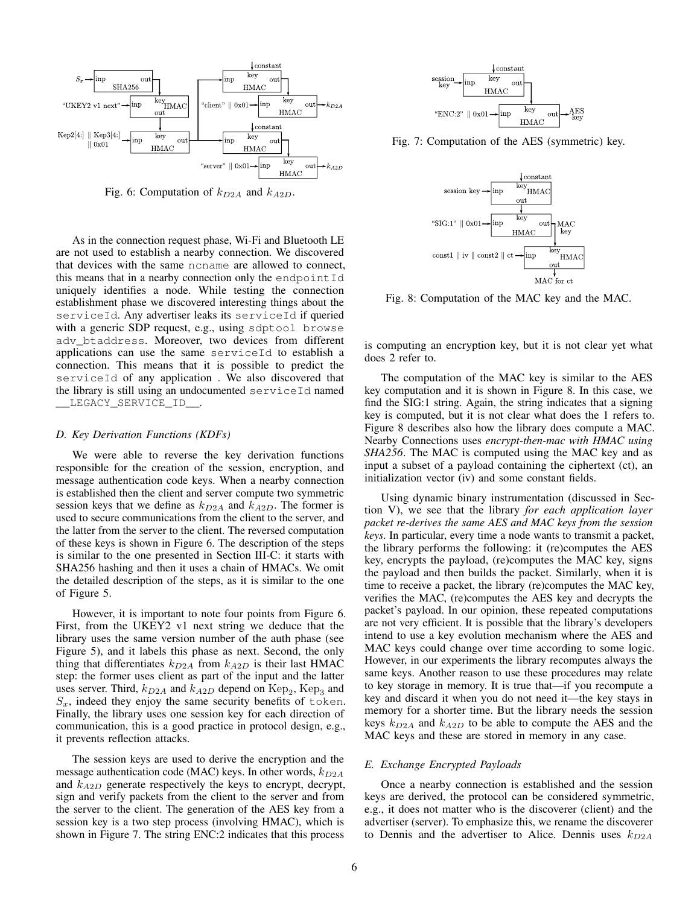Fig. 6: Computation of $k_{D2A}$ and $k_{A2D}$.

As in the connection request phase, Wi-Fi and Bluetooth LE are not used to establish a nearby connection. We discovered that devices with the same `ncname` are allowed to connect, this means that in a nearby connection only the `endpointId` uniquely identifies a node. While testing the connection establishment phase we discovered interesting things about the `serviceId`. Any advertiser leaks its `serviceId` if queried with a generic SDP request, e.g., using `sdptool browse adv_btaddress`. Moreover, two devices from different applications can use the same `serviceId` to establish a connection. This means that it is possible to predict the `serviceId` of any application . We also discovered that the library is still using an undocumented `serviceId` named `__LEGACY_SERVICE_ID__`.

### D. Key Derivation Functions (KDFs)

We were able to reverse the key derivation functions responsible for the creation of the session, encryption, and message authentication code keys. When a nearby connection is established then the client and server compute two symmetric session keys that we define as $k_{D2A}$ and $k_{A2D}$. The former is used to secure communications from the client to the server, and the latter from the server to the client. The reversed computation of these keys is shown in Figure 6. The description of the steps is similar to the one presented in Section III-C: it starts with SHA256 hashing and then it uses a chain of HMACs. We omit the detailed description of the steps, as it is similar to the one of Figure 5.

However, it is important to note four points from Figure 6. First, from the UKEY2 v1 next string we deduce that the library uses the same version number of the auth phase (see Figure 5), and it labels this phase as next. Second, the only thing that differentiates $k_{D2A}$ from $k_{A2D}$ is their last HMAC step: the former uses client as part of the input and the latter uses server. Third, $k_{D2A}$ and $k_{A2D}$ depend on $\text{Kep}_2$, $\text{Kep}_3$ and $S_x$, indeed they enjoy the same security benefits of `token`. Finally, the library uses one session key for each direction of communication, this is a good practice in protocol design, e.g., it prevents reflection attacks.

The session keys are used to derive the encryption and the message authentication code (MAC) keys. In other words, $k_{D2A}$ and $k_{A2D}$ generate respectively the keys to encrypt, decrypt, sign and verify packets from the client to the server and from the server to the client. The generation of the AES key from a session key is a two step process (involving HMAC), which is shown in Figure 7. The string ENC:2 indicates that this process is computing an encryption key, but it is not clear yet what does 2 refer to.

Fig. 7: Computation of the AES (symmetric) key.

Fig. 8: Computation of the MAC key and the MAC.

The computation of the MAC key is similar to the AES key computation and it is shown in Figure 8. In this case, we find the SIG:1 string. Again, the string indicates that a signing key is computed, but it is not clear what does the 1 refers to. Figure 8 describes also how the library does compute a MAC. Nearby Connections uses *encrypt-then-mac with HMAC using SHA256*. The MAC is computed using the MAC key and as input a subset of a payload containing the ciphertext (ct), an initialization vector (iv) and some constant fields.

Using dynamic binary instrumentation (discussed in Section V), we see that the library *for each application layer packet re-derives the same AES and MAC keys from the session keys*. In particular, every time a node wants to transmit a packet, the library performs the following: it (re)computes the AES key, encrypts the payload, (re)computes the MAC key, signs the payload and then builds the packet. Similarly, when it is time to receive a packet, the library (re)computes the MAC key, verifies the MAC, (re)computes the AES key and decrypts the packet's payload. In our opinion, these repeated computations are not very efficient. It is possible that the library's developers intend to use a key evolution mechanism where the AES and MAC keys could change over time according to some logic. However, in our experiments the library recomputes always the same keys. Another reason to use these procedures may relate to key storage in memory. It is true that—if you recompute a key and discard it when you do not need it—the key stays in memory for a shorter time. But the library needs the session keys $k_{D2A}$ and $k_{A2D}$ to be able to compute the AES and the MAC keys and these are stored in memory in any case.

### E. Exchange Encrypted Payloads

Once a nearby connection is established and the session keys are derived, the protocol can be considered symmetric, e.g., it does not matter who is the discoverer (client) and the advertiser (server). To emphasize this, we rename the discoverer to Dennis and the advertiser to Alice. Dennis uses $k_{D2A}$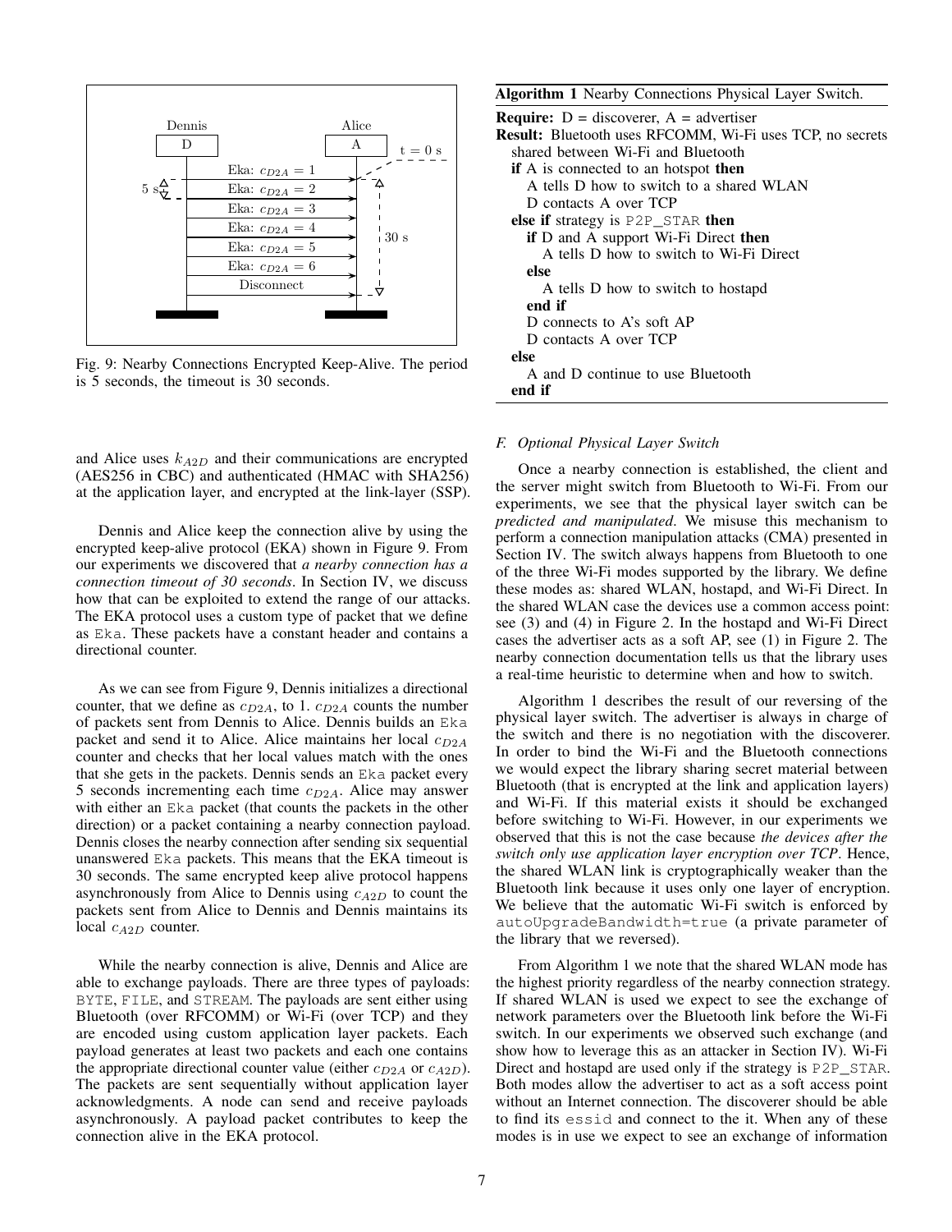Fig. 9: Nearby Connections Encrypted Keep-Alive. The period is 5 seconds, the timeout is 30 seconds.

and Alice uses $k_{A2D}$ and their communications are encrypted (AES256 in CBC) and authenticated (HMAC with SHA256) at the application layer, and encrypted at the link-layer (SSP).

Dennis and Alice keep the connection alive by using the encrypted keep-alive protocol (EKA) shown in Figure 9. From our experiments we discovered that *a nearby connection has a connection timeout of 30 seconds*. In Section IV, we discuss how that can be exploited to extend the range of our attacks. The EKA protocol uses a custom type of packet that we define as `Eka`. These packets have a constant header and contains a directional counter.

As we can see from Figure 9, Dennis initializes a directional counter, that we define as $c_{D2A}$, to 1. $c_{D2A}$ counts the number of packets sent from Dennis to Alice. Dennis builds an `Eka` packet and send it to Alice. Alice maintains her local $c_{D2A}$ counter and checks that her local values match with the ones that she gets in the packets. Dennis sends an `Eka` packet every 5 seconds incrementing each time $c_{D2A}$. Alice may answer with either an `Eka` packet (that counts the packets in the other direction) or a packet containing a nearby connection payload. Dennis closes the nearby connection after sending six sequential unanswered `Eka` packets. This means that the EKA timeout is 30 seconds. The same encrypted keep alive protocol happens asynchronously from Alice to Dennis using $c_{A2D}$ to count the packets sent from Alice to Dennis and Dennis maintains its local $c_{A2D}$ counter.

While the nearby connection is alive, Dennis and Alice are able to exchange payloads. There are three types of payloads: `BYTE`, `FILE`, and `STREAM`. The payloads are sent either using Bluetooth (over RFCOMM) or Wi-Fi (over TCP) and they are encoded using custom application layer packets. Each payload generates at least two packets and each one contains the appropriate directional counter value (either $c_{D2A}$ or $c_{A2D}$). The packets are sent sequentially without application layer acknowledgments. A node can send and receive payloads asynchronously. A payload packet contributes to keep the connection alive in the EKA protocol.

**Algorithm 1** Nearby Connections Physical Layer Switch.

```
Require: D = discoverer, A = advertiser
Result: Bluetooth uses RFCOMM, Wi-Fi uses TCP, no secrets
    shared between Wi-Fi and Bluetooth
  if A is connected to an hotspot then
      A tells D how to switch to a shared WLAN
      D contacts A over TCP
  else if strategy is P2P_STAR then
      if D and A support Wi-Fi Direct then
          A tells D how to switch to Wi-Fi Direct
      else
          A tells D how to switch to hostapd
      end if
      D connects to A's soft AP
      D contacts A over TCP
  else
      A and D continue to use Bluetooth
  end if
```

### F. Optional Physical Layer Switch

Once a nearby connection is established, the client and the server might switch from Bluetooth to Wi-Fi. From our experiments, we see that the physical layer switch can be *predicted and manipulated*. We misuse this mechanism to perform a connection manipulation attacks (CMA) presented in Section IV. The switch always happens from Bluetooth to one of the three Wi-Fi modes supported by the library. We define these modes as: shared WLAN, hostapd, and Wi-Fi Direct. In the shared WLAN case the devices use a common access point: see (3) and (4) in Figure 2. In the hostapd and Wi-Fi Direct cases the advertiser acts as a soft AP, see (1) in Figure 2. The nearby connection documentation tells us that the library uses a real-time heuristic to determine when and how to switch.

Algorithm 1 describes the result of our reversing of the physical layer switch. The advertiser is always in charge of the switch and there is no negotiation with the discoverer. In order to bind the Wi-Fi and the Bluetooth connections we would expect the library sharing secret material between Bluetooth (that is encrypted at the link and application layers) and Wi-Fi. If this material exists it should be exchanged before switching to Wi-Fi. However, in our experiments we observed that this is not the case because *the devices after the switch only use application layer encryption over TCP*. Hence, the shared WLAN link is cryptographically weaker than the Bluetooth link because it uses only one layer of encryption. We believe that the automatic Wi-Fi switch is enforced by `autoUpgradeBandwidth=true` (a private parameter of the library that we reversed).

From Algorithm 1 we note that the shared WLAN mode has the highest priority regardless of the nearby connection strategy. If shared WLAN is used we expect to see the exchange of network parameters over the Bluetooth link before the Wi-Fi switch. In our experiments we observed such exchange (and show how to leverage this as an attacker in Section IV). Wi-Fi Direct and hostapd are used only if the strategy is `P2P_STAR`. Both modes allow the advertiser to act as a soft access point without an Internet connection. The discoverer should be able to find its `essid` and connect to the it. When any of these modes is in use we expect to see an exchange of information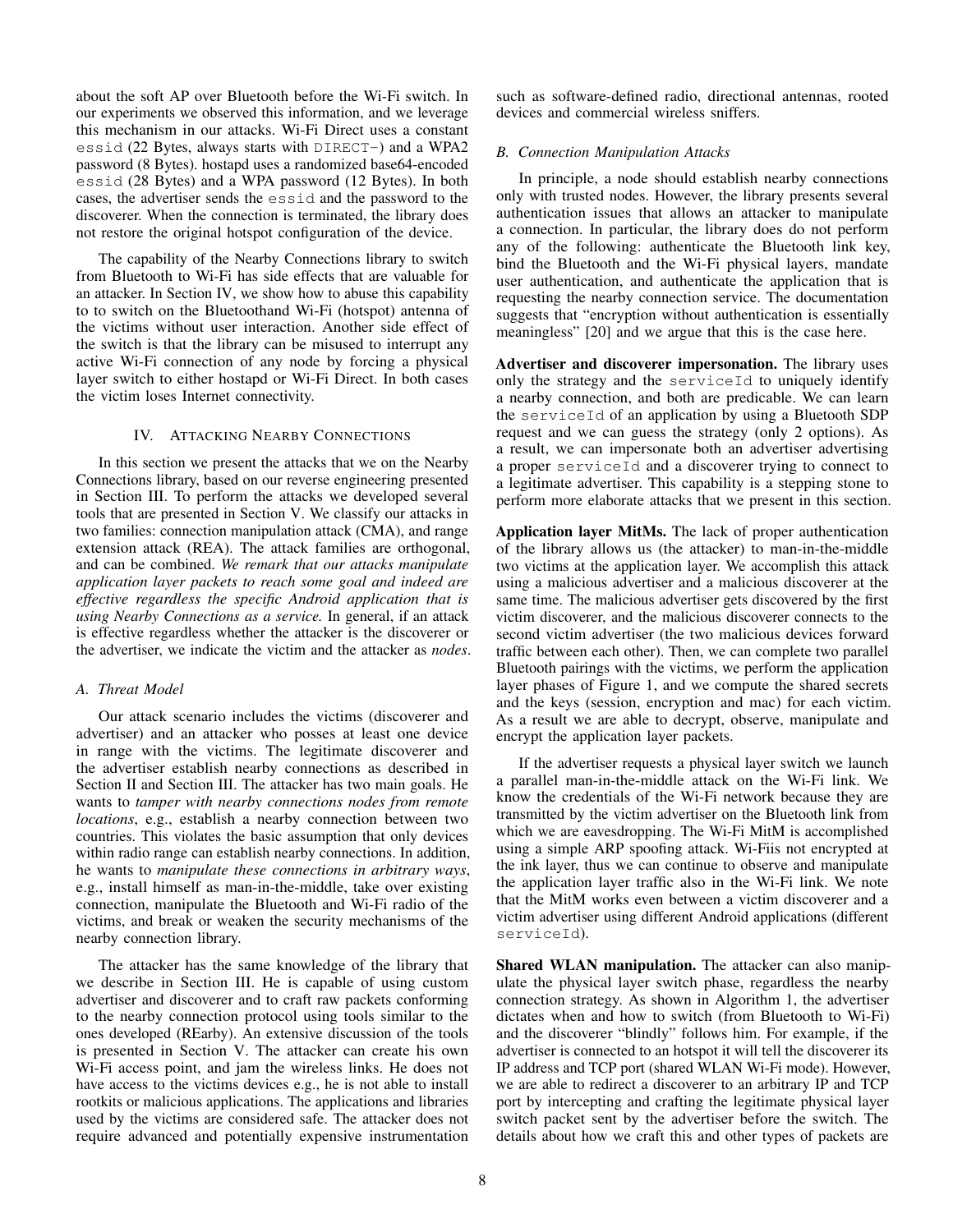about the soft AP over Bluetooth before the Wi-Fi switch. In our experiments we observed this information, and we leverage this mechanism in our attacks. Wi-Fi Direct uses a constant `essid` (22 Bytes, always starts with `DIRECT-`) and a WPA2 password (8 Bytes). hostapd uses a randomized base64-encoded `essid` (28 Bytes) and a WPA password (12 Bytes). In both cases, the advertiser sends the `essid` and the password to the discoverer. When the connection is terminated, the library does not restore the original hotspot configuration of the device.

The capability of the Nearby Connections library to switch from Bluetooth to Wi-Fi has side effects that are valuable for an attacker. In Section IV, we show how to abuse this capability to to switch on the Bluetoothand Wi-Fi (hotspot) antenna of the victims without user interaction. Another side effect of the switch is that the library can be misused to interrupt any active Wi-Fi connection of any node by forcing a physical layer switch to either hostapd or Wi-Fi Direct. In both cases the victim loses Internet connectivity.

## IV. Attacking Nearby Connections

In this section we present the attacks that we on the Nearby Connections library, based on our reverse engineering presented in Section III. To perform the attacks we developed several tools that are presented in Section V. We classify our attacks in two families: connection manipulation attack (CMA), and range extension attack (REA). The attack families are orthogonal, and can be combined. *We remark that our attacks manipulate application layer packets to reach some goal and indeed are effective regardless the specific Android application that is using Nearby Connections as a service.* In general, if an attack is effective regardless whether the attacker is the discoverer or the advertiser, we indicate the victim and the attacker as *nodes*.

### A. Threat Model

Our attack scenario includes the victims (discoverer and advertiser) and an attacker who posses at least one device in range with the victims. The legitimate discoverer and the advertiser establish nearby connections as described in Section II and Section III. The attacker has two main goals. He wants to *tamper with nearby connections nodes from remote locations*, e.g., establish a nearby connection between two countries. This violates the basic assumption that only devices within radio range can establish nearby connections. In addition, he wants to *manipulate these connections in arbitrary ways*, e.g., install himself as man-in-the-middle, take over existing connection, manipulate the Bluetooth and Wi-Fi radio of the victims, and break or weaken the security mechanisms of the nearby connection library.

The attacker has the same knowledge of the library that we describe in Section III. He is capable of using custom advertiser and discoverer and to craft raw packets conforming to the nearby connection protocol using tools similar to the ones developed (REarby). An extensive discussion of the tools is presented in Section V. The attacker can create his own Wi-Fi access point, and jam the wireless links. He does not have access to the victims devices e.g., he is not able to install rootkits or malicious applications. The applications and libraries used by the victims are considered safe. The attacker does not require advanced and potentially expensive instrumentation such as software-defined radio, directional antennas, rooted devices and commercial wireless sniffers.

### B. Connection Manipulation Attacks

In principle, a node should establish nearby connections only with trusted nodes. However, the library presents several authentication issues that allows an attacker to manipulate a connection. In particular, the library does not perform any of the following: authenticate the Bluetooth link key, bind the Bluetooth and the Wi-Fi physical layers, mandate user authentication, and authenticate the application that is requesting the nearby connection service. The documentation suggests that "encryption without authentication is essentially meaningless" [20] and we argue that this is the case here.

**Advertiser and discoverer impersonation.** The library uses only the strategy and the `serviceId` to uniquely identify a nearby connection, and both are predicable. We can learn the `serviceId` of an application by using a Bluetooth SDP request and we can guess the strategy (only 2 options). As a result, we can impersonate both an advertiser advertising a proper `serviceId` and a discoverer trying to connect to a legitimate advertiser. This capability is a stepping stone to perform more elaborate attacks that we present in this section.

**Application layer MitMs.** The lack of proper authentication of the library allows us (the attacker) to man-in-the-middle two victims at the application layer. We accomplish this attack using a malicious advertiser and a malicious discoverer at the same time. The malicious advertiser gets discovered by the first victim discoverer, and the malicious discoverer connects to the second victim advertiser (the two malicious devices forward traffic between each other). Then, we can complete two parallel Bluetooth pairings with the victims, we perform the application layer phases of Figure 1, and we compute the shared secrets and the keys (session, encryption and mac) for each victim. As a result we are able to decrypt, observe, manipulate and encrypt the application layer packets.

If the advertiser requests a physical layer switch we launch a parallel man-in-the-middle attack on the Wi-Fi link. We know the credentials of the Wi-Fi network because they are transmitted by the victim advertiser on the Bluetooth link from which we are eavesdropping. The Wi-Fi MitM is accomplished using a simple ARP spoofing attack. Wi-Fiis not encrypted at the ink layer, thus we can continue to observe and manipulate the application layer traffic also in the Wi-Fi link. We note that the MitM works even between a victim discoverer and a victim advertiser using different Android applications (different `serviceId`).

**Shared WLAN manipulation.** The attacker can also manipulate the physical layer switch phase, regardless the nearby connection strategy. As shown in Algorithm 1, the advertiser dictates when and how to switch (from Bluetooth to Wi-Fi) and the discoverer "blindly" follows him. For example, if the advertiser is connected to an hotspot it will tell the discoverer its IP address and TCP port (shared WLAN Wi-Fi mode). However, we are able to redirect a discoverer to an arbitrary IP and TCP port by intercepting and crafting the legitimate physical layer switch packet sent by the advertiser before the switch. The details about how we craft this and other types of packets are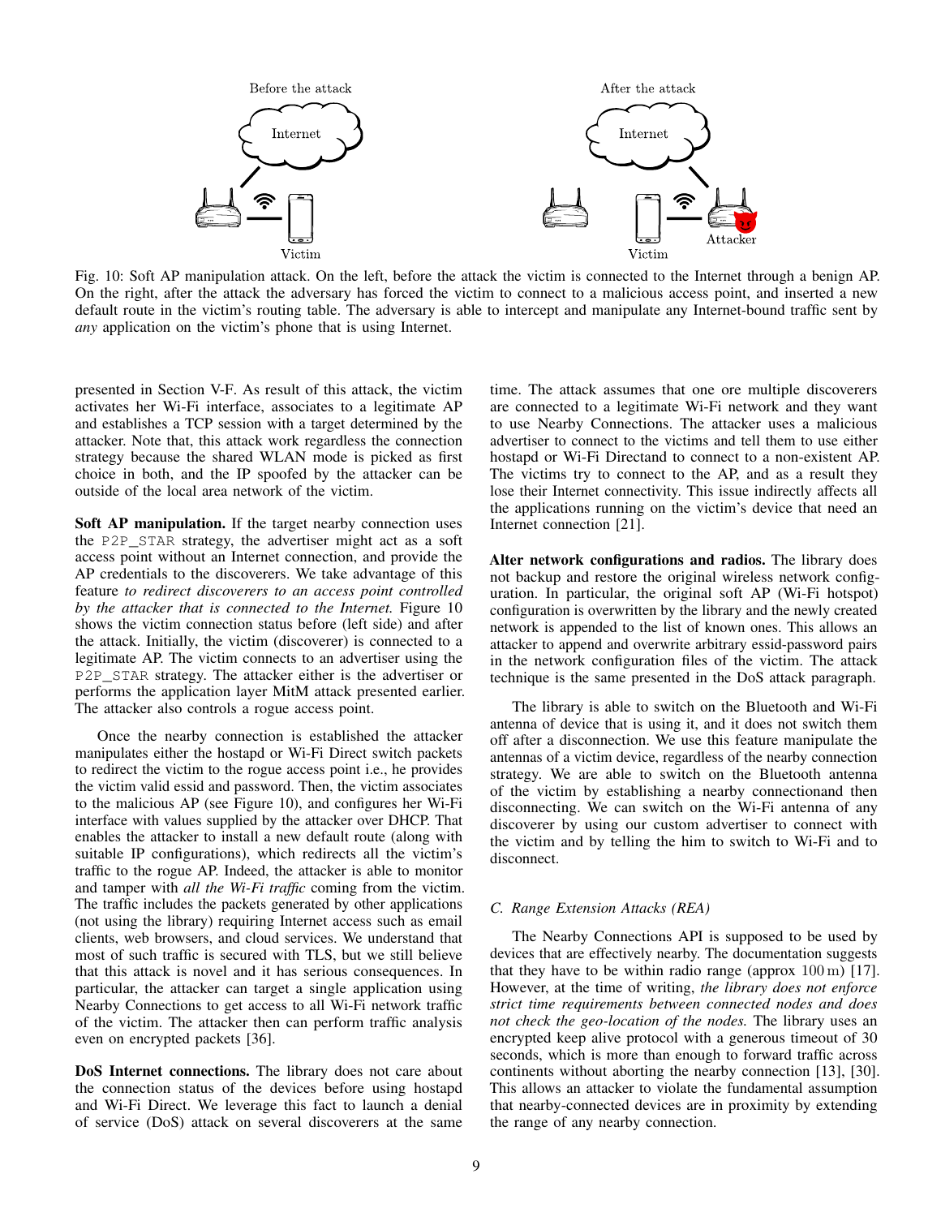Fig. 10: Soft AP manipulation attack. On the left, before the attack the victim is connected to the Internet through a benign AP. On the right, after the attack the adversary has forced the victim to connect to a malicious access point, and inserted a new default route in the victim's routing table. The adversary is able to intercept and manipulate any Internet-bound traffic sent by *any* application on the victim's phone that is using Internet.

presented in Section V-F. As result of this attack, the victim activates her Wi-Fi interface, associates to a legitimate AP and establishes a TCP session with a target determined by the attacker. Note that, this attack work regardless the connection strategy because the shared WLAN mode is picked as first choice in both, and the IP spoofed by the attacker can be outside of the local area network of the victim.

**Soft AP manipulation.** If the target nearby connection uses the `P2P_STAR` strategy, the advertiser might act as a soft access point without an Internet connection, and provide the AP credentials to the discoverers. We take advantage of this feature *to redirect discoverers to an access point controlled by the attacker that is connected to the Internet.* Figure 10 shows the victim connection status before (left side) and after the attack. Initially, the victim (discoverer) is connected to a legitimate AP. The victim connects to an advertiser using the `P2P_STAR` strategy. The attacker either is the advertiser or performs the application layer MitM attack presented earlier. The attacker also controls a rogue access point.

Once the nearby connection is established the attacker manipulates either the hostapd or Wi-Fi Direct switch packets to redirect the victim to the rogue access point i.e., he provides the victim valid essid and password. Then, the victim associates to the malicious AP (see Figure 10), and configures her Wi-Fi interface with values supplied by the attacker over DHCP. That enables the attacker to install a new default route (along with suitable IP configurations), which redirects all the victim's traffic to the rogue AP. Indeed, the attacker is able to monitor and tamper with *all the Wi-Fi traffic* coming from the victim. The traffic includes the packets generated by other applications (not using the library) requiring Internet access such as email clients, web browsers, and cloud services. We understand that most of such traffic is secured with TLS, but we still believe that this attack is novel and it has serious consequences. In particular, the attacker can target a single application using Nearby Connections to get access to all Wi-Fi network traffic of the victim. The attacker then can perform traffic analysis even on encrypted packets [36].

**DoS Internet connections.** The library does not care about the connection status of the devices before using hostapd and Wi-Fi Direct. We leverage this fact to launch a denial of service (DoS) attack on several discoverers at the same time. The attack assumes that one ore multiple discoverers are connected to a legitimate Wi-Fi network and they want to use Nearby Connections. The attacker uses a malicious advertiser to connect to the victims and tell them to use either hostapd or Wi-Fi Directand to connect to a non-existent AP. The victims try to connect to the AP, and as a result they lose their Internet connectivity. This issue indirectly affects all the applications running on the victim's device that need an Internet connection [21].

**Alter network configurations and radios.** The library does not backup and restore the original wireless network configuration. In particular, the original soft AP (Wi-Fi hotspot) configuration is overwritten by the library and the newly created network is appended to the list of known ones. This allows an attacker to append and overwrite arbitrary essid-password pairs in the network configuration files of the victim. The attack technique is the same presented in the DoS attack paragraph.

The library is able to switch on the Bluetooth and Wi-Fi antenna of device that is using it, and it does not switch them off after a disconnection. We use this feature manipulate the antennas of a victim device, regardless of the nearby connection strategy. We are able to switch on the Bluetooth antenna of the victim by establishing a nearby connectionand then disconnecting. We can switch on the Wi-Fi antenna of any discoverer by using our custom advertiser to connect with the victim and by telling the him to switch to Wi-Fi and to disconnect.

### C. Range Extension Attacks (REA)

The Nearby Connections API is supposed to be used by devices that are effectively nearby. The documentation suggests that they have to be within radio range (approx $100\,\mathrm{m}$) [17]. However, at the time of writing, *the library does not enforce strict time requirements between connected nodes and does not check the geo-location of the nodes.* The library uses an encrypted keep alive protocol with a generous timeout of 30 seconds, which is more than enough to forward traffic across continents without aborting the nearby connection [13], [30]. This allows an attacker to violate the fundamental assumption that nearby-connected devices are in proximity by extending the range of any nearby connection.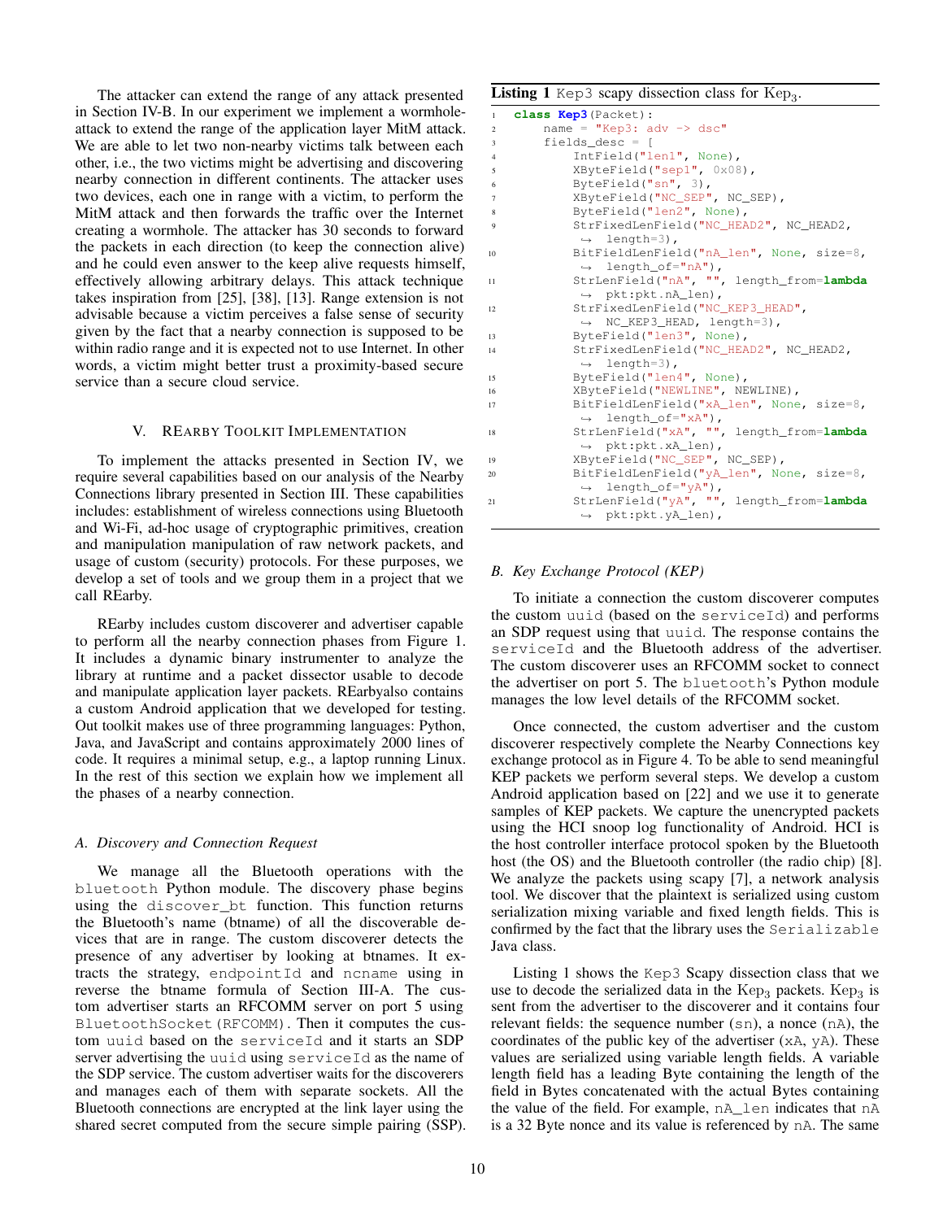The attacker can extend the range of any attack presented in Section IV-B. In our experiment we implement a wormhole-attack to extend the range of the application layer MitM attack. We are able to let two non-nearby victims talk between each other, i.e., the two victims might be advertising and discovering nearby connection in different continents. The attacker uses two devices, each one in range with a victim, to perform the MitM attack and then forwards the traffic over the Internet creating a wormhole. The attacker has 30 seconds to forward the packets in each direction (to keep the connection alive) and he could even answer to the keep alive requests himself, effectively allowing arbitrary delays. This attack technique takes inspiration from [25], [38], [13]. Range extension is not advisable because a victim perceives a false sense of security given by the fact that a nearby connection is supposed to be within radio range and it is expected not to use Internet. In other words, a victim might better trust a proximity-based secure service than a secure cloud service.

## V. REarby Toolkit Implementation

To implement the attacks presented in Section IV, we require several capabilities based on our analysis of the Nearby Connections library presented in Section III. These capabilities includes: establishment of wireless connections using Bluetooth and Wi-Fi, ad-hoc usage of cryptographic primitives, creation and manipulation manipulation of raw network packets, and usage of custom (security) protocols. For these purposes, we develop a set of tools and we group them in a project that we call REarby.

REarby includes custom discoverer and advertiser capable to perform all the nearby connection phases from Figure 1. It includes a dynamic binary instrumenter to analyze the library at runtime and a packet dissector usable to decode and manipulate application layer packets. REarbyalso contains a custom Android application that we developed for testing. Out toolkit makes use of three programming languages: Python, Java, and JavaScript and contains approximately 2000 lines of code. It requires a minimal setup, e.g., a laptop running Linux. In the rest of this section we explain how we implement all the phases of a nearby connection.

### A. Discovery and Connection Request

We manage all the Bluetooth operations with the `bluetooth` Python module. The discovery phase begins using the `discover_bt` function. This function returns the Bluetooth's name (btname) of all the discoverable devices that are in range. The custom discoverer detects the presence of any advertiser by looking at btnames. It extracts the strategy, `endpointId` and `ncname` using in reverse the btname formula of Section III-A. The custom advertiser starts an RFCOMM server on port 5 using `BluetoothSocket(RFCOMM)`. Then it computes the custom `uuid` based on the `serviceId` and it starts an SDP server advertising the `uuid` using `serviceId` as the name of the SDP service. The custom advertiser waits for the discoverers and manages each of them with separate sockets. All the Bluetooth connections are encrypted at the link layer using the shared secret computed from the secure simple pairing (SSP).

**Listing 1** `Kep3` scapy dissection class for $\text{Kep}_3$.

```
class Kep3(Packet):
    name = "Kep3: adv -> dsc"
    fields_desc = [
        IntField("len1", None),
        XByteField("sep1", 0x08),
        ByteField("sn", 3),
        XByteField("NC_SEP", NC_SEP),
        ByteField("len2", None),
        StrFixedLenField("NC_HEAD2", NC_HEAD2,
          length=3),
        BitFieldLenField("nA_len", None, size=8,
          length_of="nA"),
        StrLenField("nA", "", length_from=lambda
          pkt:pkt.nA_len),
        StrFixedLenField("NC_KEP3_HEAD",
          NC_KEP3_HEAD, length=3),
        ByteField("len3", None),
        StrFixedLenField("NC_HEAD2", NC_HEAD2,
          length=3),
        ByteField("len4", None),
        XByteField("NEWLINE", NEWLINE),
        BitFieldLenField("xA_len", None, size=8,
          length_of="xA"),
        StrLenField("xA", "", length_from=lambda
          pkt:pkt.xA_len),
        XByteField("NC_SEP", NC_SEP),
        BitFieldLenField("yA_len", None, size=8,
          length_of="yA"),
        StrLenField("yA", "", length_from=lambda
          pkt:pkt.yA_len),
```

### B. Key Exchange Protocol (KEP)

To initiate a connection the custom discoverer computes the custom `uuid` (based on the `serviceId`) and performs an SDP request using that `uuid`. The response contains the `serviceId` and the Bluetooth address of the advertiser. The custom discoverer uses an RFCOMM socket to connect the advertiser on port 5. The `bluetooth`'s Python module manages the low level details of the RFCOMM socket.

Once connected, the custom advertiser and the custom discoverer respectively complete the Nearby Connections key exchange protocol as in Figure 4. To be able to send meaningful KEP packets we perform several steps. We develop a custom Android application based on [22] and we use it to generate samples of KEP packets. We capture the unencrypted packets using the HCI snoop log functionality of Android. HCI is the host controller interface protocol spoken by the Bluetooth host (the OS) and the Bluetooth controller (the radio chip) [8]. We analyze the packets using scapy [7], a network analysis tool. We discover that the plaintext is serialized using custom serialization mixing variable and fixed length fields. This is confirmed by the fact that the library uses the `Serializable` Java class.

Listing 1 shows the `Kep3` Scapy dissection class that we use to decode the serialized data in the $\text{Kep}_3$ packets. $\text{Kep}_3$ is sent from the advertiser to the discoverer and it contains four relevant fields: the sequence number (`sn`), a nonce (`nA`), the coordinates of the public key of the advertiser (`xA`, `yA`). These values are serialized using variable length fields. A variable length field has a leading Byte containing the length of the field in Bytes concatenated with the actual Bytes containing the value of the field. For example, `nA_len` indicates that `nA` is a 32 Byte nonce and its value is referenced by `nA`. The same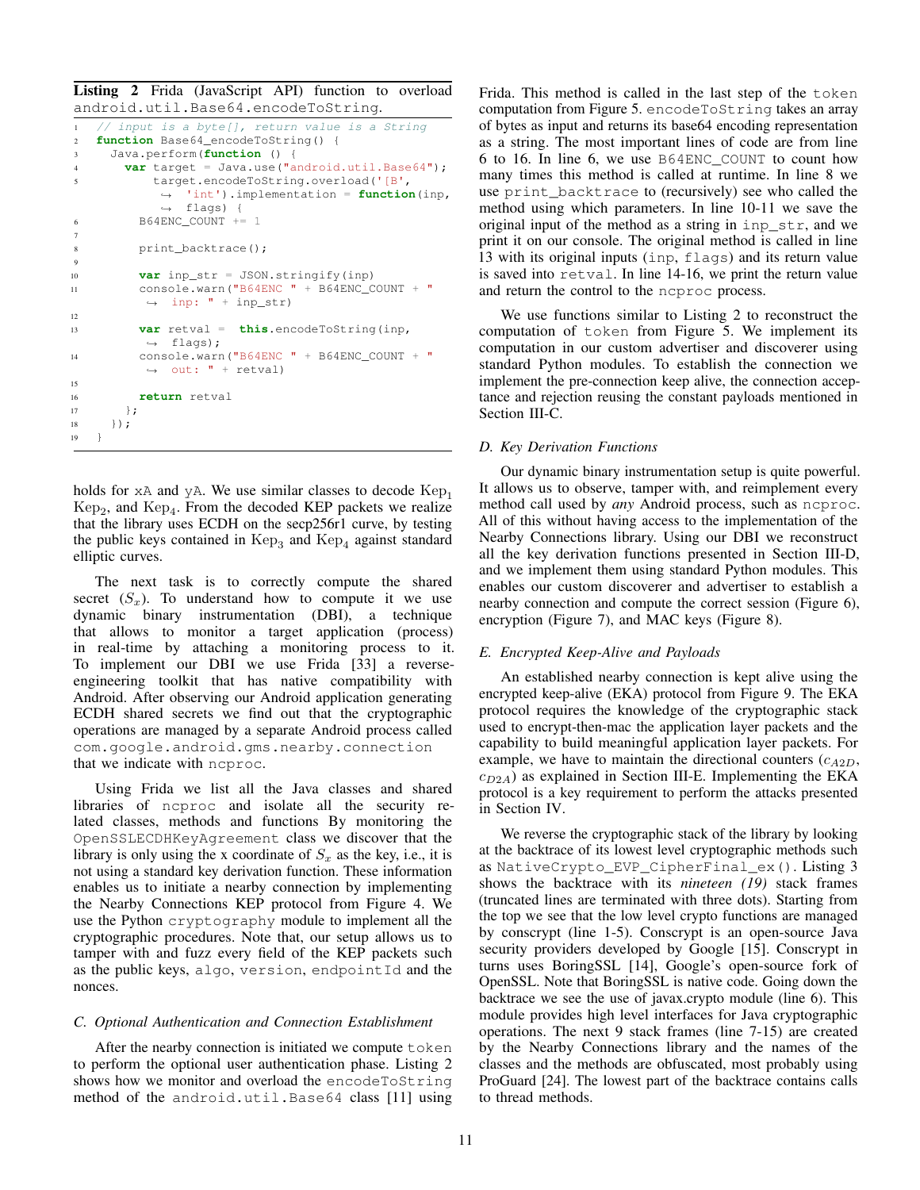**Listing 2** Frida (JavaScript API) function to overload `android.util.Base64.encodeToString`.

```
// input is a byte[], return value is a String
function Base64_encodeToString() {
  Java.perform(function () {
    var target = Java.use("android.util.Base64");
        target.encodeToString.overload('[B',
            'int').implementation = function(inp,
            flags) {
      B64ENC_COUNT += 1

      print_backtrace();

      var inp_str = JSON.stringify(inp)
      console.warn("B64ENC " + B64ENC_COUNT + "
        inp: " + inp_str)

      var retval =  this.encodeToString(inp,
        flags);
      console.warn("B64ENC " + B64ENC_COUNT + "
        out: " + retval)

      return retval
    };
  });
}
```

holds for `xA` and `yA`. We use similar classes to decode $\text{Kep}_1$ $\text{Kep}_2$, and $\text{Kep}_4$. From the decoded KEP packets we realize that the library uses ECDH on the secp256r1 curve, by testing the public keys contained in $\text{Kep}_3$ and $\text{Kep}_4$ against standard elliptic curves.

The next task is to correctly compute the shared secret ($S_x$). To understand how to compute it we use dynamic binary instrumentation (DBI), a technique that allows to monitor a target application (process) in real-time by attaching a monitoring process to it. To implement our DBI we use Frida [33] a reverse-engineering toolkit that has native compatibility with Android. After observing our Android application generating ECDH shared secrets we find out that the cryptographic operations are managed by a separate Android process called `com.google.android.gms.nearby.connection` that we indicate with `ncproc`.

Using Frida we list all the Java classes and shared libraries of `ncproc` and isolate all the security related classes, methods and functions By monitoring the `OpenSSLECDHKeyAgreement` class we discover that the library is only using the x coordinate of $S_x$ as the key, i.e., it is not using a standard key derivation function. These information enables us to initiate a nearby connection by implementing the Nearby Connections KEP protocol from Figure 4. We use the Python `cryptography` module to implement all the cryptographic procedures. Note that, our setup allows us to tamper with and fuzz every field of the KEP packets such as the public keys, `algo`, `version`, `endpointId` and the nonces.

### C. Optional Authentication and Connection Establishment

After the nearby connection is initiated we compute `token` to perform the optional user authentication phase. Listing 2 shows how we monitor and overload the `encodeToString` method of the `android.util.Base64` class [11] using Frida. This method is called in the last step of the `token` computation from Figure 5. `encodeToString` takes an array of bytes as input and returns its base64 encoding representation as a string. The most important lines of code are from line 6 to 16. In line 6, we use `B64ENC_COUNT` to count how many times this method is called at runtime. In line 8 we use `print_backtrace` to (recursively) see who called the method using which parameters. In line 10-11 we save the original input of the method as a string in `inp_str`, and we print it on our console. The original method is called in line 13 with its original inputs (`inp`, `flags`) and its return value is saved into `retval`. In line 14-16, we print the return value and return the control to the `ncproc` process.

We use functions similar to Listing 2 to reconstruct the computation of `token` from Figure 5. We implement its computation in our custom advertiser and discoverer using standard Python modules. To establish the connection we implement the pre-connection keep alive, the connection acceptance and rejection reusing the constant payloads mentioned in Section III-C.

### D. Key Derivation Functions

Our dynamic binary instrumentation setup is quite powerful. It allows us to observe, tamper with, and reimplement every method call used by *any* Android process, such as `ncproc`. All of this without having access to the implementation of the Nearby Connections library. Using our DBI we reconstruct all the key derivation functions presented in Section III-D, and we implement them using standard Python modules. This enables our custom discoverer and advertiser to establish a nearby connection and compute the correct session (Figure 6), encryption (Figure 7), and MAC keys (Figure 8).

### E. Encrypted Keep-Alive and Payloads

An established nearby connection is kept alive using the encrypted keep-alive (EKA) protocol from Figure 9. The EKA protocol requires the knowledge of the cryptographic stack used to encrypt-then-mac the application layer packets and the capability to build meaningful application layer packets. For example, we have to maintain the directional counters ($c_{A2D}$, $c_{D2A}$) as explained in Section III-E. Implementing the EKA protocol is a key requirement to perform the attacks presented in Section IV.

We reverse the cryptographic stack of the library by looking at the backtrace of its lowest level cryptographic methods such as `NativeCrypto_EVP_CipherFinal_ex()`. Listing 3 shows the backtrace with its *nineteen (19)* stack frames (truncated lines are terminated with three dots). Starting from the top we see that the low level crypto functions are managed by conscrypt (line 1-5). Conscrypt is an open-source Java security providers developed by Google [15]. Conscrypt in turns uses BoringSSL [14], Google's open-source fork of OpenSSL. Note that BoringSSL is native code. Going down the backtrace we see the use of javax.crypto module (line 6). This module provides high level interfaces for Java cryptographic operations. The next 9 stack frames (line 7-15) are created by the Nearby Connections library and the names of the classes and the methods are obfuscated, most probably using ProGuard [24]. The lowest part of the backtrace contains calls to thread methods.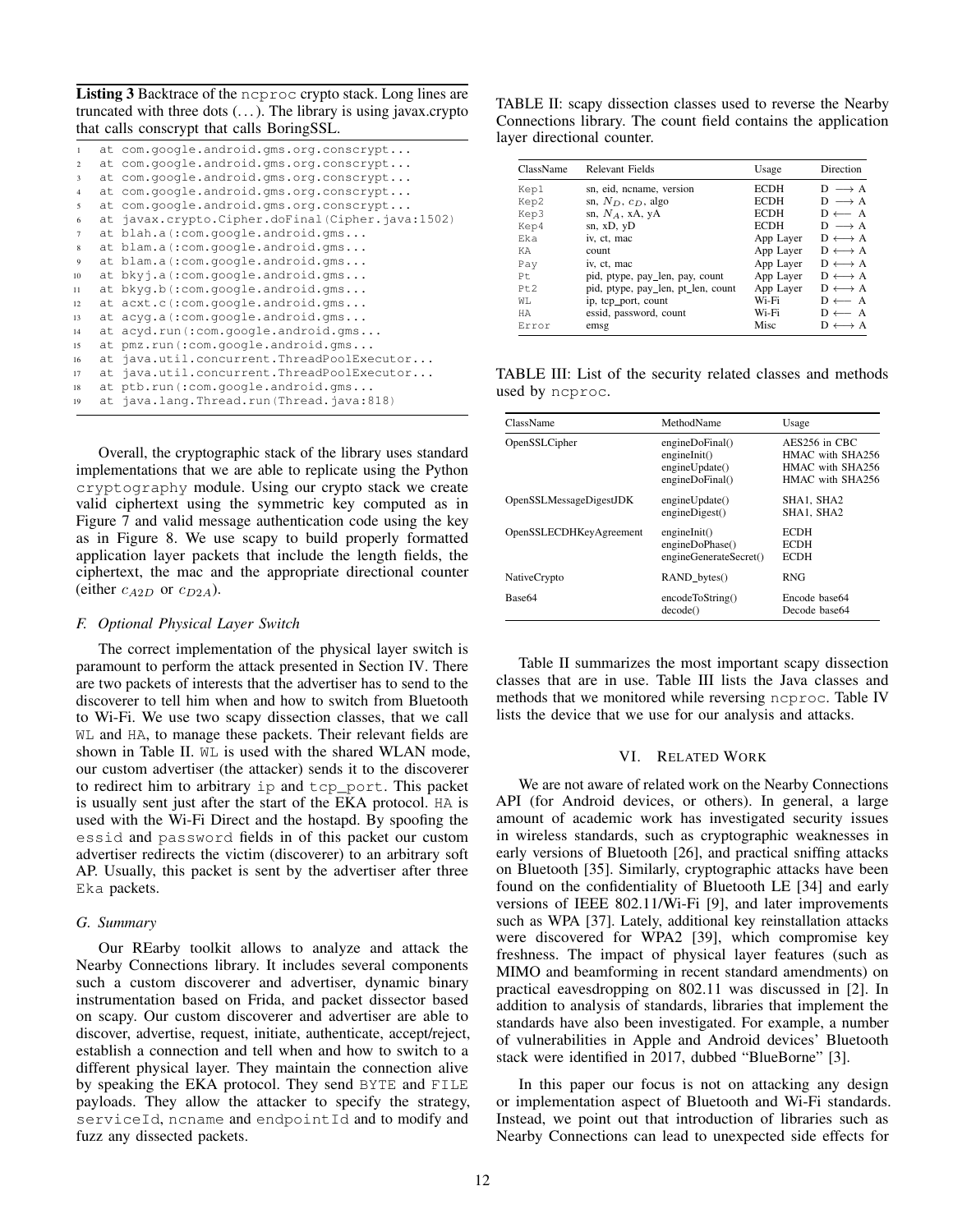**Listing 3** Backtrace of the `ncproc` crypto stack. Long lines are truncated with three dots (...). The library is using javax.crypto that calls conscrypt that calls BoringSSL.

```
1  at com.google.android.gms.org.conscrypt...
2  at com.google.android.gms.org.conscrypt...
3  at com.google.android.gms.org.conscrypt...
4  at com.google.android.gms.org.conscrypt...
5  at com.google.android.gms.org.conscrypt...
6  at javax.crypto.Cipher.doFinal(Cipher.java:1502)
7  at blah.a(:com.google.android.gms...
8  at blam.a(:com.google.android.gms...
9  at blam.a(:com.google.android.gms...
10 at bkyj.a(:com.google.android.gms...
11 at bkyg.b(:com.google.android.gms...
12 at acxt.c(:com.google.android.gms...
13 at acyg.a(:com.google.android.gms...
14 at acyd.run(:com.google.android.gms...
15 at pmz.run(:com.google.android.gms...
16 at java.util.concurrent.ThreadPoolExecutor...
17 at java.util.concurrent.ThreadPoolExecutor...
18 at ptb.run(:com.google.android.gms...
19 at java.lang.Thread.run(Thread.java:818)
```

Overall, the cryptographic stack of the library uses standard implementations that we are able to replicate using the Python `cryptography` module. Using our crypto stack we create valid ciphertext using the symmetric key computed as in Figure 7 and valid message authentication code using the key as in Figure 8. We use scapy to build properly formatted application layer packets that include the length fields, the ciphertext, the mac and the appropriate directional counter (either $c_{A2D}$ or $c_{D2A}$).

### F. Optional Physical Layer Switch

The correct implementation of the physical layer switch is paramount to perform the attack presented in Section IV. There are two packets of interests that the advertiser has to send to the discoverer to tell him when and how to switch from Bluetooth to Wi-Fi. We use two scapy dissection classes, that we call `WL` and `HA`, to manage these packets. Their relevant fields are shown in Table II. `WL` is used with the shared WLAN mode, our custom advertiser (the attacker) sends it to the discoverer to redirect him to arbitrary `ip` and `tcp_port`. This packet is usually sent just after the start of the EKA protocol. `HA` is used with the Wi-Fi Direct and the hostapd. By spoofing the `essid` and `password` fields in of this packet our custom advertiser redirects the victim (discoverer) to an arbitrary soft AP. Usually, this packet is sent by the advertiser after three `Eka` packets.

### G. Summary

Our REarby toolkit allows to analyze and attack the Nearby Connections library. It includes several components such a custom discoverer and advertiser, dynamic binary instrumentation based on Frida, and packet dissector based on scapy. Our custom discoverer and advertiser are able to discover, advertise, request, initiate, authenticate, accept/reject, establish a connection and tell when and how to switch to a different physical layer. They maintain the connection alive by speaking the EKA protocol. They send `BYTE` and `FILE` payloads. They allow the attacker to specify the strategy, `serviceId`, `ncname` and `endpointId` and to modify and fuzz any dissected packets.

TABLE II: scapy dissection classes used to reverse the Nearby Connections library. The count field contains the application layer directional counter.

| ClassName | Relevant Fields | Usage | Direction |
|---|---|---|---|
| `Kep1` | sn, eid, ncname, version | ECDH | $D \longrightarrow A$ |
| `Kep2` | sn, $N_D$, $c_D$, algo | ECDH | $D \longrightarrow A$ |
| `Kep3` | sn, $N_A$, xA, yA | ECDH | $D \longleftarrow A$ |
| `Kep4` | sn, xD, yD | ECDH | $D \longrightarrow A$ |
| `Eka` | iv, ct, mac | App Layer | $D \longleftrightarrow A$ |
| `KA` | count | App Layer | $D \longleftrightarrow A$ |
| `Pay` | iv, ct, mac | App Layer | $D \longleftrightarrow A$ |
| `Pt` | pid, ptype, pay_len, pay, count | App Layer | $D \longleftrightarrow A$ |
| `Pt2` | pid, ptype, pay_len, pt_len, count | App Layer | $D \longleftrightarrow A$ |
| `WL` | ip, tcp_port, count | Wi-Fi | $D \longleftarrow A$ |
| `HA` | essid, password, count | Wi-Fi | $D \longleftarrow A$ |
| `Error` | emsg | Misc | $D \longleftrightarrow A$ |

TABLE III: List of the security related classes and methods used by `ncproc`.

| ClassName | MethodName | Usage |
|---|---|---|
| OpenSSLCipher | engineDoFinal()<br>engineInit()<br>engineUpdate()<br>engineDoFinal() | AES256 in CBC<br>HMAC with SHA256<br>HMAC with SHA256<br>HMAC with SHA256 |
| OpenSSLMessageDigestJDK | engineUpdate()<br>engineDigest() | SHA1, SHA2<br>SHA1, SHA2 |
| OpenSSLECDHKeyAgreement | engineInit()<br>engineDoPhase()<br>engineGenerateSecret() | ECDH<br>ECDH<br>ECDH |
| NativeCrypto | RAND_bytes() | RNG |
| Base64 | encodeToString()<br>decode() | Encode base64<br>Decode base64 |

Table II summarizes the most important scapy dissection classes that are in use. Table III lists the Java classes and methods that we monitored while reversing `ncproc`. Table IV lists the device that we use for our analysis and attacks.

## VI. Related Work

We are not aware of related work on the Nearby Connections API (for Android devices, or others). In general, a large amount of academic work has investigated security issues in wireless standards, such as cryptographic weaknesses in early versions of Bluetooth [26], and practical sniffing attacks on Bluetooth [35]. Similarly, cryptographic attacks have been found on the confidentiality of Bluetooth LE [34] and early versions of IEEE 802.11/Wi-Fi [9], and later improvements such as WPA [37]. Lately, additional key reinstallation attacks were discovered for WPA2 [39], which compromise key freshness. The impact of physical layer features (such as MIMO and beamforming in recent standard amendments) on practical eavesdropping on 802.11 was discussed in [2]. In addition to analysis of standards, libraries that implement the standards have also been investigated. For example, a number of vulnerabilities in Apple and Android devices' Bluetooth stack were identified in 2017, dubbed "BlueBorne" [3].

In this paper our focus is not on attacking any design or implementation aspect of Bluetooth and Wi-Fi standards. Instead, we point out that introduction of libraries such as Nearby Connections can lead to unexpected side effects for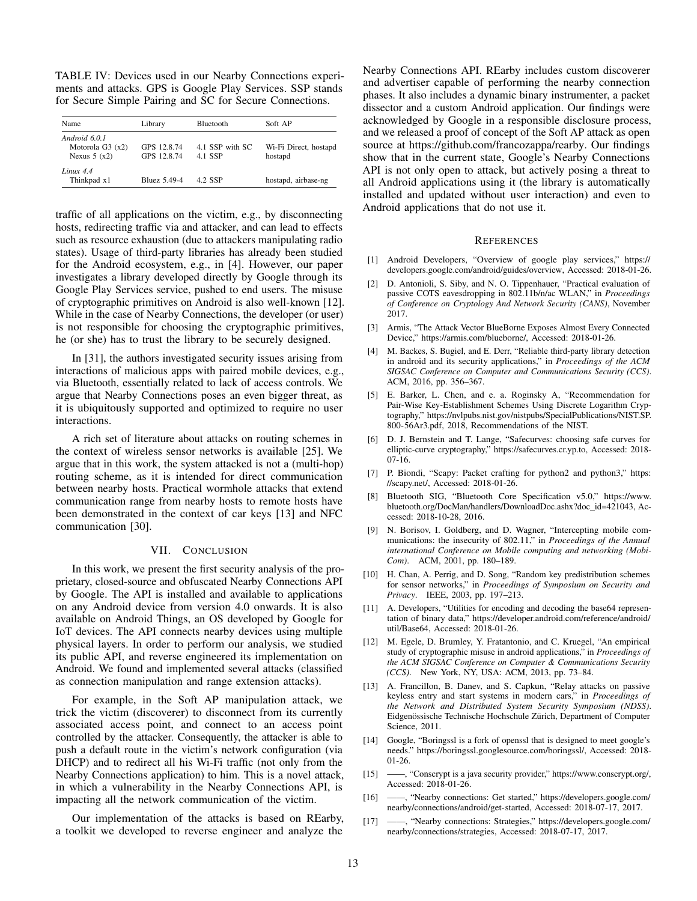TABLE IV: Devices used in our Nearby Connections experiments and attacks. GPS is Google Play Services. SSP stands for Secure Simple Pairing and SC for Secure Connections.

| Name | Library | Bluetooth | Soft AP |
|---|---|---|---|
| *Android 6.0.1* | | | |
| Motorola G3 (x2) | GPS 12.8.74 | 4.1 SSP with SC | Wi-Fi Direct, hostapd |
| Nexus 5 (x2) | GPS 12.8.74 | 4.1 SSP | hostapd |
| *Linux 4.4* | | | |
| Thinkpad x1 | Bluez 5.49-4 | 4.2 SSP | hostapd, airbase-ng |

traffic of all applications on the victim, e.g., by disconnecting hosts, redirecting traffic via and attacker, and can lead to effects such as resource exhaustion (due to attackers manipulating radio states). Usage of third-party libraries has already been studied for the Android ecosystem, e.g., in [4]. However, our paper investigates a library developed directly by Google through its Google Play Services service, pushed to end users. The misuse of cryptographic primitives on Android is also well-known [12]. While in the case of Nearby Connections, the developer (or user) is not responsible for choosing the cryptographic primitives, he (or she) has to trust the library to be securely designed.

In [31], the authors investigated security issues arising from interactions of malicious apps with paired mobile devices, e.g., via Bluetooth, essentially related to lack of access controls. We argue that Nearby Connections poses an even bigger threat, as it is ubiquitously supported and optimized to require no user interactions.

A rich set of literature about attacks on routing schemes in the context of wireless sensor networks is available [25]. We argue that in this work, the system attacked is not a (multi-hop) routing scheme, as it is intended for direct communication between nearby hosts. Practical wormhole attacks that extend communication range from nearby hosts to remote hosts have been demonstrated in the context of car keys [13] and NFC communication [30].

## VII. Conclusion

In this work, we present the first security analysis of the proprietary, closed-source and obfuscated Nearby Connections API by Google. The API is installed and available to applications on any Android device from version 4.0 onwards. It is also available on Android Things, an OS developed by Google for IoT devices. The API connects nearby devices using multiple physical layers. In order to perform our analysis, we studied its public API, and reverse engineered its implementation on Android. We found and implemented several attacks (classified as connection manipulation and range extension attacks).

For example, in the Soft AP manipulation attack, we trick the victim (discoverer) to disconnect from its currently associated access point, and connect to an access point controlled by the attacker. Consequently, the attacker is able to push a default route in the victim's network configuration (via DHCP) and to redirect all his Wi-Fi traffic (not only from the Nearby Connections application) to him. This is a novel attack, in which a vulnerability in the Nearby Connections API, is impacting all the network communication of the victim.

Our implementation of the attacks is based on REarby, a toolkit we developed to reverse engineer and analyze the Nearby Connections API. REarby includes custom discoverer and advertiser capable of performing the nearby connection phases. It also includes a dynamic binary instrumenter, a packet dissector and a custom Android application. Our findings were acknowledged by Google in a responsible disclosure process, and we released a proof of concept of the Soft AP attack as open source at https://github.com/francozappa/rearby. Our findings show that in the current state, Google's Nearby Connections API is not only open to attack, but actively posing a threat to all Android applications using it (the library is automatically installed and updated without user interaction) and even to Android applications that do not use it.

## References

[1] Android Developers, "Overview of google play services," https://developers.google.com/android/guides/overview, Accessed: 2018-01-26.

[2] D. Antonioli, S. Siby, and N. O. Tippenhauer, "Practical evaluation of passive COTS eavesdropping in 802.11b/n/ac WLAN," in *Proceedings of Conference on Cryptology And Network Security (CANS)*, November 2017.

[3] Armis, "The Attack Vector BlueBorne Exposes Almost Every Connected Device," https://armis.com/blueborne/, Accessed: 2018-01-26.

[4] M. Backes, S. Bugiel, and E. Derr, "Reliable third-party library detection in android and its security applications," in *Proceedings of the ACM SIGSAC Conference on Computer and Communications Security (CCS)*. ACM, 2016, pp. 356–367.

[5] E. Barker, L. Chen, and e. a. Roginsky A, "Recommendation for Pair-Wise Key-Establishment Schemes Using Discrete Logarithm Cryptography," https://nvlpubs.nist.gov/nistpubs/SpecialPublications/NIST.SP.800-56Ar3.pdf, 2018, Recommendations of the NIST.

[6] D. J. Bernstein and T. Lange, "Safecurves: choosing safe curves for elliptic-curve cryptography," https://safecurves.cr.yp.to, Accessed: 2018-07-16.

[7] P. Biondi, "Scapy: Packet crafting for python2 and python3," https://scapy.net/, Accessed: 2018-01-26.

[8] Bluetooth SIG, "Bluetooth Core Specification v5.0," https://www.bluetooth.org/DocMan/handlers/DownloadDoc.ashx?doc_id=421043, Accessed: 2018-10-28, 2016.

[9] N. Borisov, I. Goldberg, and D. Wagner, "Intercepting mobile communications: the insecurity of 802.11," in *Proceedings of the Annual international Conference on Mobile computing and networking (MobiCom)*. ACM, 2001, pp. 180–189.

[10] H. Chan, A. Perrig, and D. Song, "Random key predistribution schemes for sensor networks," in *Proceedings of Symposium on Security and Privacy*. IEEE, 2003, pp. 197–213.

[11] A. Developers, "Utilities for encoding and decoding the base64 representation of binary data," https://developer.android.com/reference/android/util/Base64, Accessed: 2018-01-26.

[12] M. Egele, D. Brumley, Y. Fratantonio, and C. Kruegel, "An empirical study of cryptographic misuse in android applications," in *Proceedings of the ACM SIGSAC Conference on Computer & Communications Security (CCS)*. New York, NY, USA: ACM, 2013, pp. 73–84.

[13] A. Francillon, B. Danev, and S. Capkun, "Relay attacks on passive keyless entry and start systems in modern cars," in *Proceedings of the Network and Distributed System Security Symposium (NDSS)*. Eidgenössische Technische Hochschule Zürich, Department of Computer Science, 2011.

[14] Google, "Boringssl is a fork of openssl that is designed to meet google's needs." https://boringssl.googlesource.com/boringssl/, Accessed: 2018-01-26.

[15] ——, "Conscrypt is a java security provider," https://www.conscrypt.org/, Accessed: 2018-01-26.

[16] ——, "Nearby connections: Get started," https://developers.google.com/nearby/connections/android/get-started, Accessed: 2018-07-17, 2017.

[17] ——, "Nearby connections: Strategies," https://developers.google.com/nearby/connections/strategies, Accessed: 2018-07-17, 2017.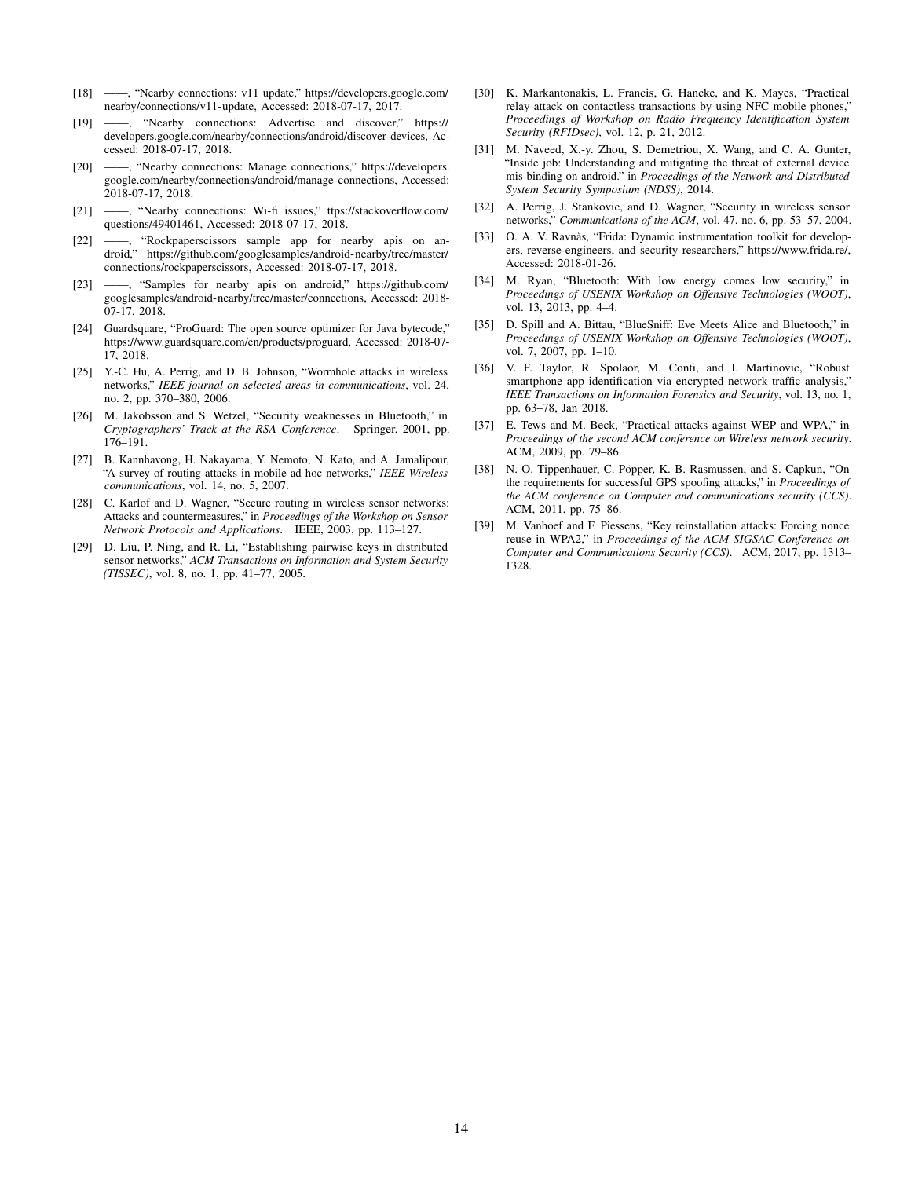[18] ——, "Nearby connections: v11 update," https://developers.google.com/nearby/connections/v11-update, Accessed: 2018-07-17, 2017.

[19] ——, "Nearby connections: Advertise and discover," https://developers.google.com/nearby/connections/android/discover-devices, Accessed: 2018-07-17, 2018.

[20] ——, "Nearby connections: Manage connections," https://developers.google.com/nearby/connections/android/manage-connections, Accessed: 2018-07-17, 2018.

[21] ——, "Nearby connections: Wi-fi issues," ttps://stackoverflow.com/questions/49401461, Accessed: 2018-07-17, 2018.

[22] ——, "Rockpaperscissors sample app for nearby apis on android," https://github.com/googlesamples/android-nearby/tree/master/connections/rockpaperscissors, Accessed: 2018-07-17, 2018.

[23] ——, "Samples for nearby apis on android," https://github.com/googlesamples/android-nearby/tree/master/connections, Accessed: 2018-07-17, 2018.

[24] Guardsquare, "ProGuard: The open source optimizer for Java bytecode," https://www.guardsquare.com/en/products/proguard, Accessed: 2018-07-17, 2018.

[25] Y.-C. Hu, A. Perrig, and D. B. Johnson, "Wormhole attacks in wireless networks," *IEEE journal on selected areas in communications*, vol. 24, no. 2, pp. 370–380, 2006.

[26] M. Jakobsson and S. Wetzel, "Security weaknesses in Bluetooth," in *Cryptographers' Track at the RSA Conference*. Springer, 2001, pp. 176–191.

[27] B. Kannhavong, H. Nakayama, Y. Nemoto, N. Kato, and A. Jamalipour, "A survey of routing attacks in mobile ad hoc networks," *IEEE Wireless communications*, vol. 14, no. 5, 2007.

[28] C. Karlof and D. Wagner, "Secure routing in wireless sensor networks: Attacks and countermeasures," in *Proceedings of the Workshop on Sensor Network Protocols and Applications*. IEEE, 2003, pp. 113–127.

[29] D. Liu, P. Ning, and R. Li, "Establishing pairwise keys in distributed sensor networks," *ACM Transactions on Information and System Security (TISSEC)*, vol. 8, no. 1, pp. 41–77, 2005.

[30] K. Markantonakis, L. Francis, G. Hancke, and K. Mayes, "Practical relay attack on contactless transactions by using NFC mobile phones," *Proceedings of Workshop on Radio Frequency Identification System Security (RFIDsec)*, vol. 12, p. 21, 2012.

[31] M. Naveed, X.-y. Zhou, S. Demetriou, X. Wang, and C. A. Gunter, "Inside job: Understanding and mitigating the threat of external device mis-binding on android." in *Proceedings of the Network and Distributed System Security Symposium (NDSS)*, 2014.

[32] A. Perrig, J. Stankovic, and D. Wagner, "Security in wireless sensor networks," *Communications of the ACM*, vol. 47, no. 6, pp. 53–57, 2004.

[33] O. A. V. Ravnås, "Frida: Dynamic instrumentation toolkit for developers, reverse-engineers, and security researchers," https://www.frida.re/, Accessed: 2018-01-26.

[34] M. Ryan, "Bluetooth: With low energy comes low security," in *Proceedings of USENIX Workshop on Offensive Technologies (WOOT)*, vol. 13, 2013, pp. 4–4.

[35] D. Spill and A. Bittau, "BlueSniff: Eve Meets Alice and Bluetooth," in *Proceedings of USENIX Workshop on Offensive Technologies (WOOT)*, vol. 7, 2007, pp. 1–10.

[36] V. F. Taylor, R. Spolaor, M. Conti, and I. Martinovic, "Robust smartphone app identification via encrypted network traffic analysis," *IEEE Transactions on Information Forensics and Security*, vol. 13, no. 1, pp. 63–78, Jan 2018.

[37] E. Tews and M. Beck, "Practical attacks against WEP and WPA," in *Proceedings of the second ACM conference on Wireless network security*. ACM, 2009, pp. 79–86.

[38] N. O. Tippenhauer, C. Pöpper, K. B. Rasmussen, and S. Capkun, "On the requirements for successful GPS spoofing attacks," in *Proceedings of the ACM conference on Computer and communications security (CCS)*. ACM, 2011, pp. 75–86.

[39] M. Vanhoef and F. Piessens, "Key reinstallation attacks: Forcing nonce reuse in WPA2," in *Proceedings of the ACM SIGSAC Conference on Computer and Communications Security (CCS)*. ACM, 2017, pp. 1313–1328.